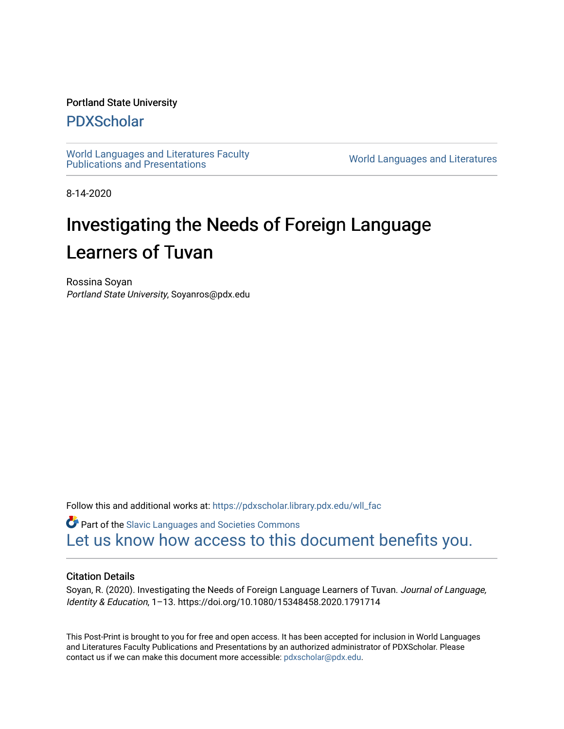Portland State University

# PDXScholar

World Languages and Literatures Faculty Publications and Presentations

World Languages and Literatures

8-14-2020

# Investigating the Needs of Foreign Language Learners of Tuvan

Rossina Soyan
*Portland State University*, Soyanros@pdx.edu

Follow this and additional works at: https://pdxscholar.library.pdx.edu/wll_fac

Part of the Slavic Languages and Societies Commons

Let us know how access to this document benefits you.

### Citation Details

Soyan, R. (2020). Investigating the Needs of Foreign Language Learners of Tuvan. *Journal of Language, Identity & Education*, 1–13. https://doi.org/10.1080/15348458.2020.1791714

This Post-Print is brought to you for free and open access. It has been accepted for inclusion in World Languages and Literatures Faculty Publications and Presentations by an authorized administrator of PDXScholar. Please contact us if we can make this document more accessible: pdxscholar@pdx.edu.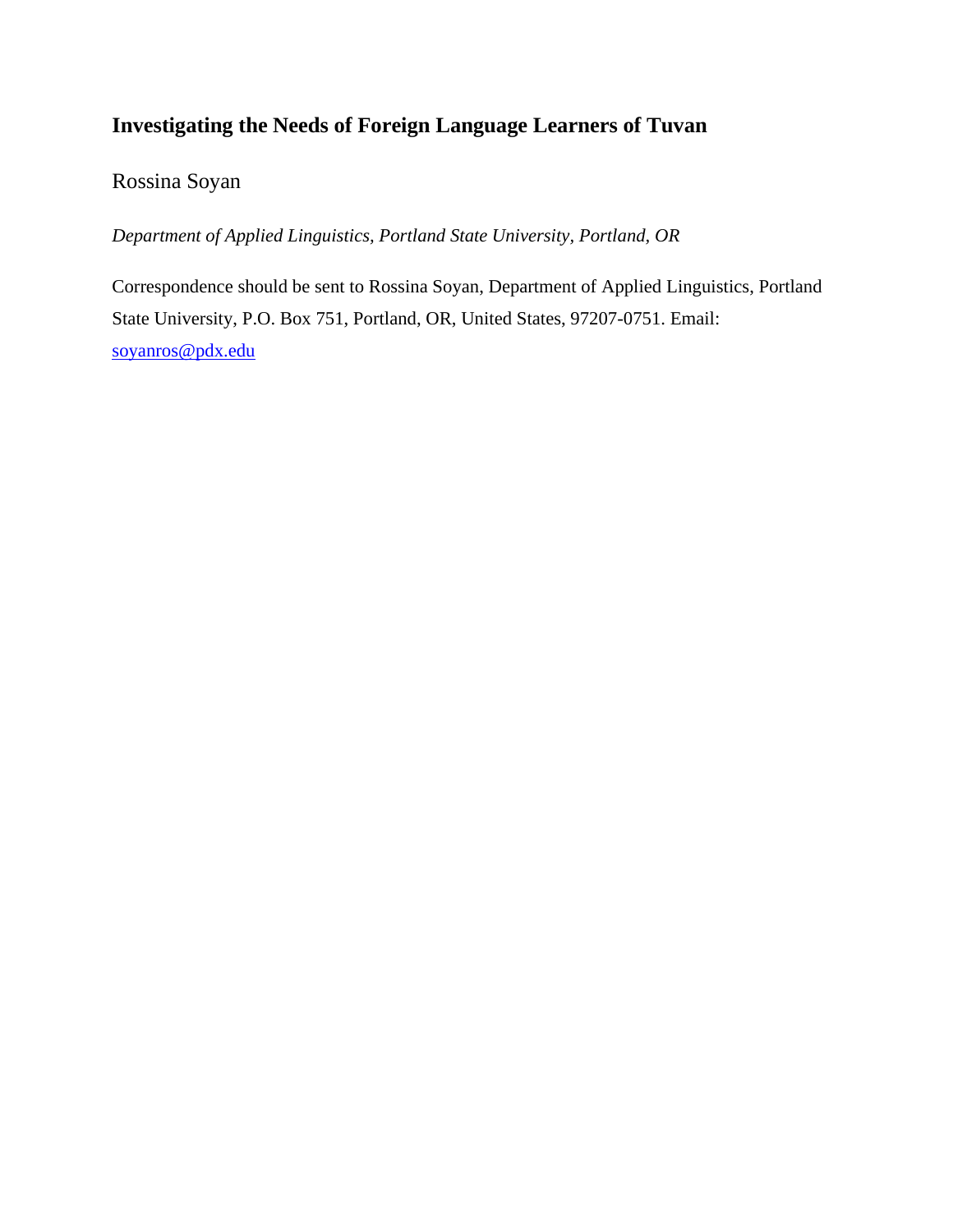# Investigating the Needs of Foreign Language Learners of Tuvan

Rossina Soyan

*Department of Applied Linguistics, Portland State University, Portland, OR*

Correspondence should be sent to Rossina Soyan, Department of Applied Linguistics, Portland State University, P.O. Box 751, Portland, OR, United States, 97207-0751. Email: soyanros@pdx.edu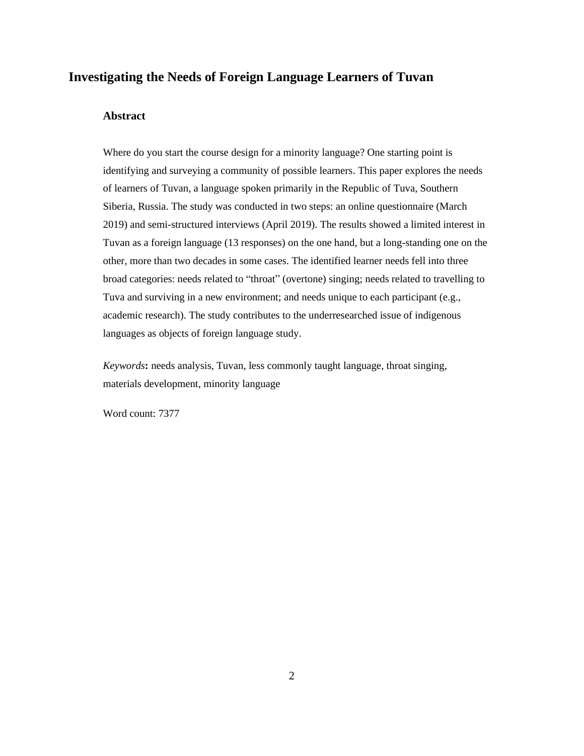# Investigating the Needs of Foreign Language Learners of Tuvan

## Abstract

Where do you start the course design for a minority language? One starting point is identifying and surveying a community of possible learners. This paper explores the needs of learners of Tuvan, a language spoken primarily in the Republic of Tuva, Southern Siberia, Russia. The study was conducted in two steps: an online questionnaire (March 2019) and semi-structured interviews (April 2019). The results showed a limited interest in Tuvan as a foreign language (13 responses) on the one hand, but a long-standing one on the other, more than two decades in some cases. The identified learner needs fell into three broad categories: needs related to "throat" (overtone) singing; needs related to travelling to Tuva and surviving in a new environment; and needs unique to each participant (e.g., academic research). The study contributes to the underresearched issue of indigenous languages as objects of foreign language study.

*Keywords***:** needs analysis, Tuvan, less commonly taught language, throat singing, materials development, minority language

Word count: 7377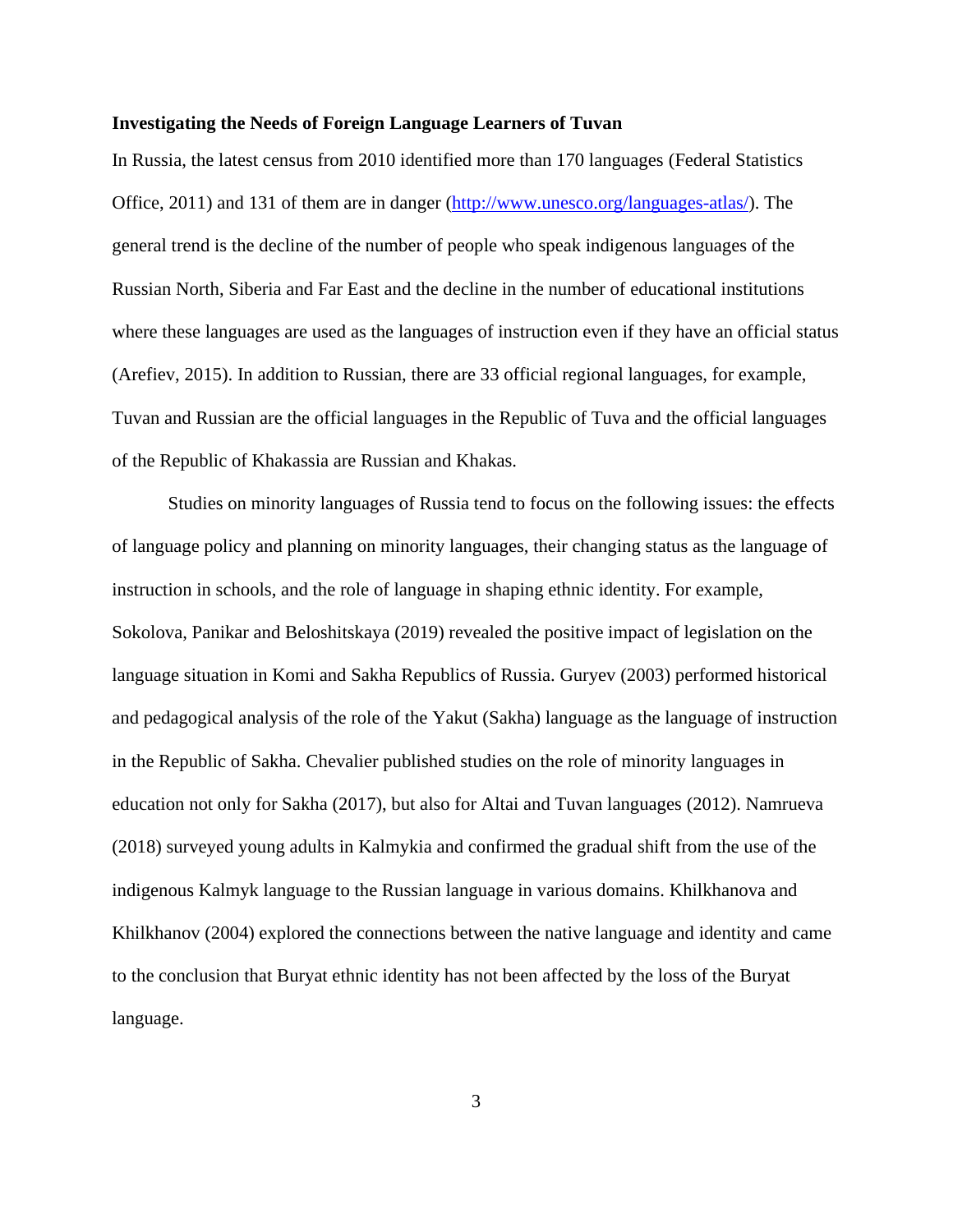**Investigating the Needs of Foreign Language Learners of Tuvan**

In Russia, the latest census from 2010 identified more than 170 languages (Federal Statistics Office, 2011) and 131 of them are in danger (http://www.unesco.org/languages-atlas/). The general trend is the decline of the number of people who speak indigenous languages of the Russian North, Siberia and Far East and the decline in the number of educational institutions where these languages are used as the languages of instruction even if they have an official status (Arefiev, 2015). In addition to Russian, there are 33 official regional languages, for example, Tuvan and Russian are the official languages in the Republic of Tuva and the official languages of the Republic of Khakassia are Russian and Khakas.

Studies on minority languages of Russia tend to focus on the following issues: the effects of language policy and planning on minority languages, their changing status as the language of instruction in schools, and the role of language in shaping ethnic identity. For example, Sokolova, Panikar and Beloshitskaya (2019) revealed the positive impact of legislation on the language situation in Komi and Sakha Republics of Russia. Guryev (2003) performed historical and pedagogical analysis of the role of the Yakut (Sakha) language as the language of instruction in the Republic of Sakha. Chevalier published studies on the role of minority languages in education not only for Sakha (2017), but also for Altai and Tuvan languages (2012). Namrueva (2018) surveyed young adults in Kalmykia and confirmed the gradual shift from the use of the indigenous Kalmyk language to the Russian language in various domains. Khilkhanova and Khilkhanov (2004) explored the connections between the native language and identity and came to the conclusion that Buryat ethnic identity has not been affected by the loss of the Buryat language.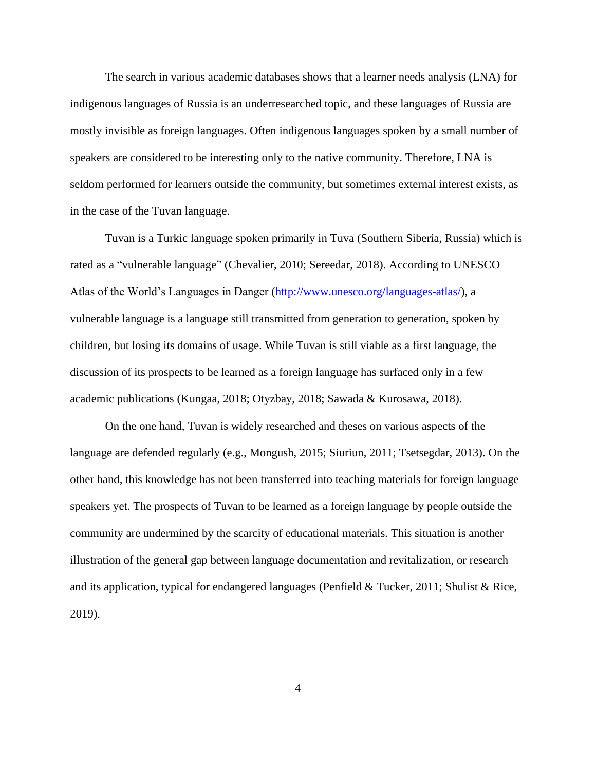The search in various academic databases shows that a learner needs analysis (LNA) for indigenous languages of Russia is an underresearched topic, and these languages of Russia are mostly invisible as foreign languages. Often indigenous languages spoken by a small number of speakers are considered to be interesting only to the native community. Therefore, LNA is seldom performed for learners outside the community, but sometimes external interest exists, as in the case of the Tuvan language.

Tuvan is a Turkic language spoken primarily in Tuva (Southern Siberia, Russia) which is rated as a "vulnerable language" (Chevalier, 2010; Sereedar, 2018). According to UNESCO Atlas of the World's Languages in Danger (http://www.unesco.org/languages-atlas/), a vulnerable language is a language still transmitted from generation to generation, spoken by children, but losing its domains of usage. While Tuvan is still viable as a first language, the discussion of its prospects to be learned as a foreign language has surfaced only in a few academic publications (Kungaa, 2018; Otyzbay, 2018; Sawada & Kurosawa, 2018).

On the one hand, Tuvan is widely researched and theses on various aspects of the language are defended regularly (e.g., Mongush, 2015; Siuriun, 2011; Tsetsegdar, 2013). On the other hand, this knowledge has not been transferred into teaching materials for foreign language speakers yet. The prospects of Tuvan to be learned as a foreign language by people outside the community are undermined by the scarcity of educational materials. This situation is another illustration of the general gap between language documentation and revitalization, or research and its application, typical for endangered languages (Penfield & Tucker, 2011; Shulist & Rice, 2019).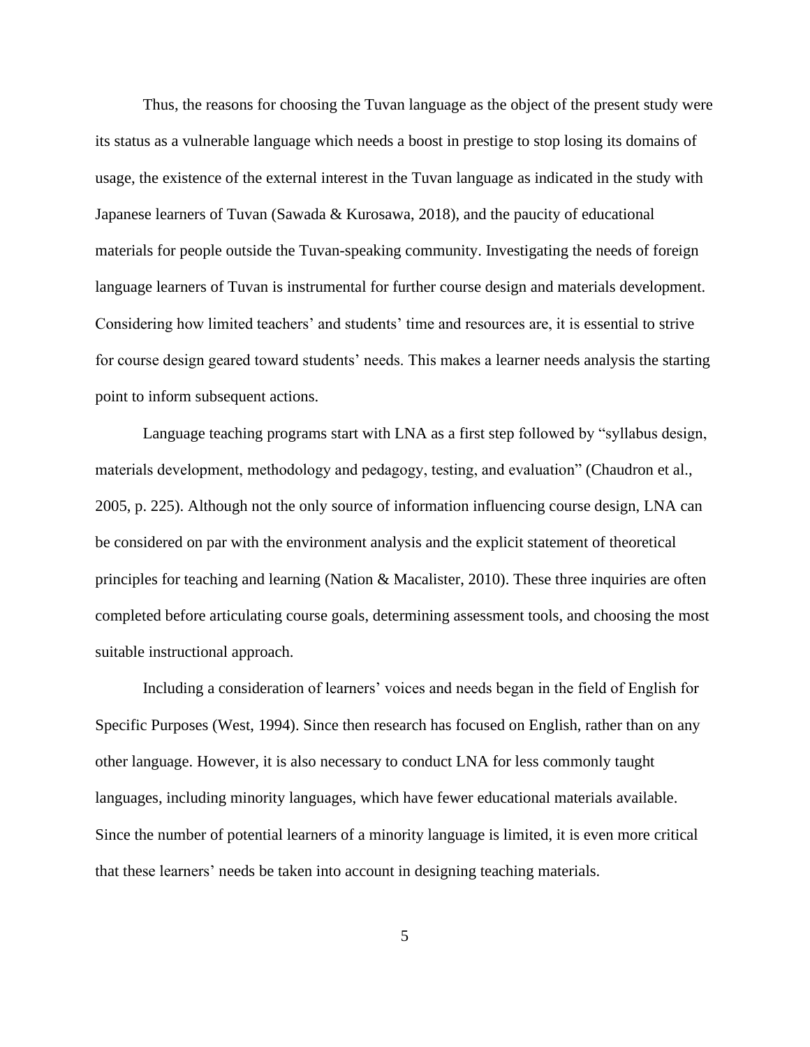Thus, the reasons for choosing the Tuvan language as the object of the present study were its status as a vulnerable language which needs a boost in prestige to stop losing its domains of usage, the existence of the external interest in the Tuvan language as indicated in the study with Japanese learners of Tuvan (Sawada & Kurosawa, 2018), and the paucity of educational materials for people outside the Tuvan-speaking community. Investigating the needs of foreign language learners of Tuvan is instrumental for further course design and materials development. Considering how limited teachers' and students' time and resources are, it is essential to strive for course design geared toward students' needs. This makes a learner needs analysis the starting point to inform subsequent actions.

Language teaching programs start with LNA as a first step followed by "syllabus design, materials development, methodology and pedagogy, testing, and evaluation" (Chaudron et al., 2005, p. 225). Although not the only source of information influencing course design, LNA can be considered on par with the environment analysis and the explicit statement of theoretical principles for teaching and learning (Nation & Macalister, 2010). These three inquiries are often completed before articulating course goals, determining assessment tools, and choosing the most suitable instructional approach.

Including a consideration of learners' voices and needs began in the field of English for Specific Purposes (West, 1994). Since then research has focused on English, rather than on any other language. However, it is also necessary to conduct LNA for less commonly taught languages, including minority languages, which have fewer educational materials available. Since the number of potential learners of a minority language is limited, it is even more critical that these learners' needs be taken into account in designing teaching materials.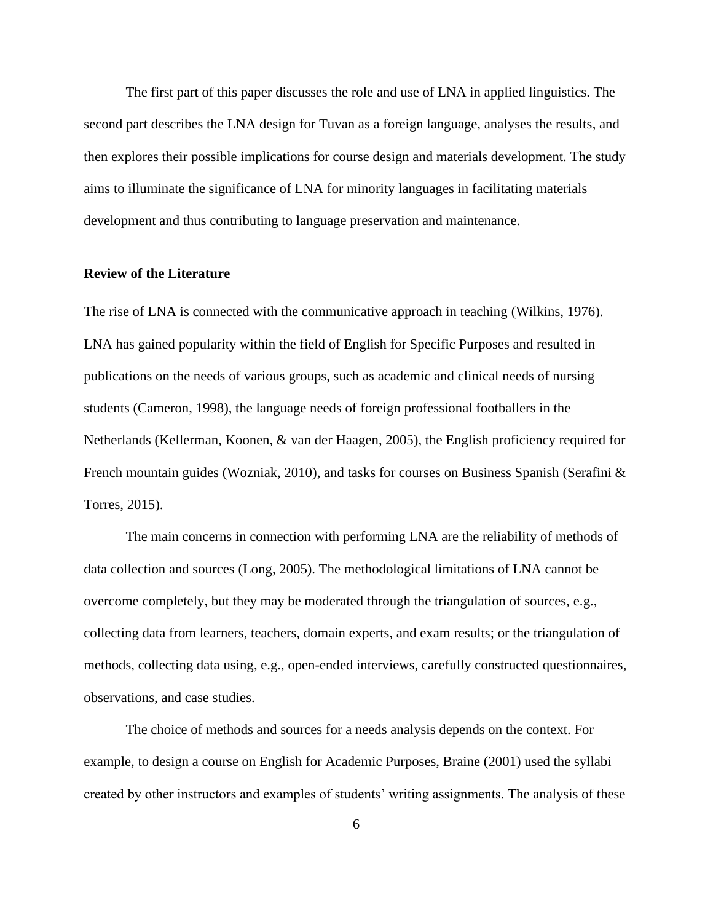The first part of this paper discusses the role and use of LNA in applied linguistics. The second part describes the LNA design for Tuvan as a foreign language, analyses the results, and then explores their possible implications for course design and materials development. The study aims to illuminate the significance of LNA for minority languages in facilitating materials development and thus contributing to language preservation and maintenance.

## Review of the Literature

The rise of LNA is connected with the communicative approach in teaching (Wilkins, 1976). LNA has gained popularity within the field of English for Specific Purposes and resulted in publications on the needs of various groups, such as academic and clinical needs of nursing students (Cameron, 1998), the language needs of foreign professional footballers in the Netherlands (Kellerman, Koonen, & van der Haagen, 2005), the English proficiency required for French mountain guides (Wozniak, 2010), and tasks for courses on Business Spanish (Serafini & Torres, 2015).

The main concerns in connection with performing LNA are the reliability of methods of data collection and sources (Long, 2005). The methodological limitations of LNA cannot be overcome completely, but they may be moderated through the triangulation of sources, e.g., collecting data from learners, teachers, domain experts, and exam results; or the triangulation of methods, collecting data using, e.g., open-ended interviews, carefully constructed questionnaires, observations, and case studies.

The choice of methods and sources for a needs analysis depends on the context. For example, to design a course on English for Academic Purposes, Braine (2001) used the syllabi created by other instructors and examples of students' writing assignments. The analysis of these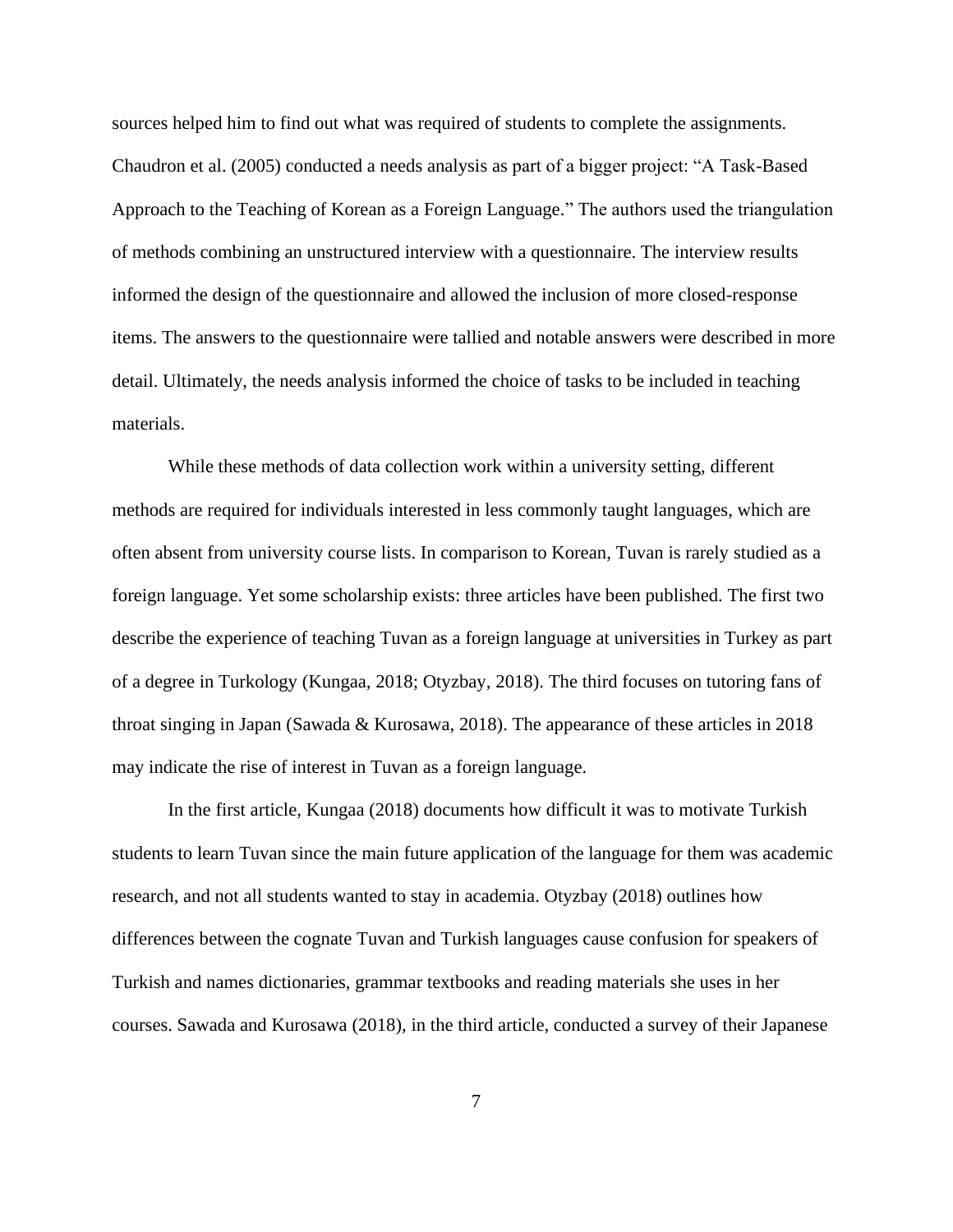sources helped him to find out what was required of students to complete the assignments. Chaudron et al. (2005) conducted a needs analysis as part of a bigger project: "A Task-Based Approach to the Teaching of Korean as a Foreign Language." The authors used the triangulation of methods combining an unstructured interview with a questionnaire. The interview results informed the design of the questionnaire and allowed the inclusion of more closed-response items. The answers to the questionnaire were tallied and notable answers were described in more detail. Ultimately, the needs analysis informed the choice of tasks to be included in teaching materials.

While these methods of data collection work within a university setting, different methods are required for individuals interested in less commonly taught languages, which are often absent from university course lists. In comparison to Korean, Tuvan is rarely studied as a foreign language. Yet some scholarship exists: three articles have been published. The first two describe the experience of teaching Tuvan as a foreign language at universities in Turkey as part of a degree in Turkology (Kungaa, 2018; Otyzbay, 2018). The third focuses on tutoring fans of throat singing in Japan (Sawada & Kurosawa, 2018). The appearance of these articles in 2018 may indicate the rise of interest in Tuvan as a foreign language.

In the first article, Kungaa (2018) documents how difficult it was to motivate Turkish students to learn Tuvan since the main future application of the language for them was academic research, and not all students wanted to stay in academia. Otyzbay (2018) outlines how differences between the cognate Tuvan and Turkish languages cause confusion for speakers of Turkish and names dictionaries, grammar textbooks and reading materials she uses in her courses. Sawada and Kurosawa (2018), in the third article, conducted a survey of their Japanese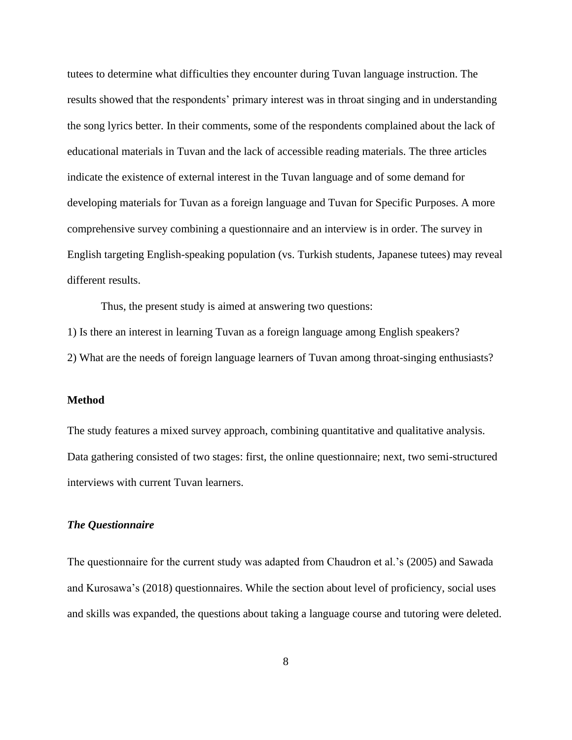tutees to determine what difficulties they encounter during Tuvan language instruction. The results showed that the respondents' primary interest was in throat singing and in understanding the song lyrics better. In their comments, some of the respondents complained about the lack of educational materials in Tuvan and the lack of accessible reading materials. The three articles indicate the existence of external interest in the Tuvan language and of some demand for developing materials for Tuvan as a foreign language and Tuvan for Specific Purposes. A more comprehensive survey combining a questionnaire and an interview is in order. The survey in English targeting English-speaking population (vs. Turkish students, Japanese tutees) may reveal different results.

Thus, the present study is aimed at answering two questions:

1) Is there an interest in learning Tuvan as a foreign language among English speakers?

2) What are the needs of foreign language learners of Tuvan among throat-singing enthusiasts?

## Method

The study features a mixed survey approach, combining quantitative and qualitative analysis. Data gathering consisted of two stages: first, the online questionnaire; next, two semi-structured interviews with current Tuvan learners.

### *The Questionnaire*

The questionnaire for the current study was adapted from Chaudron et al.'s (2005) and Sawada and Kurosawa's (2018) questionnaires. While the section about level of proficiency, social uses and skills was expanded, the questions about taking a language course and tutoring were deleted.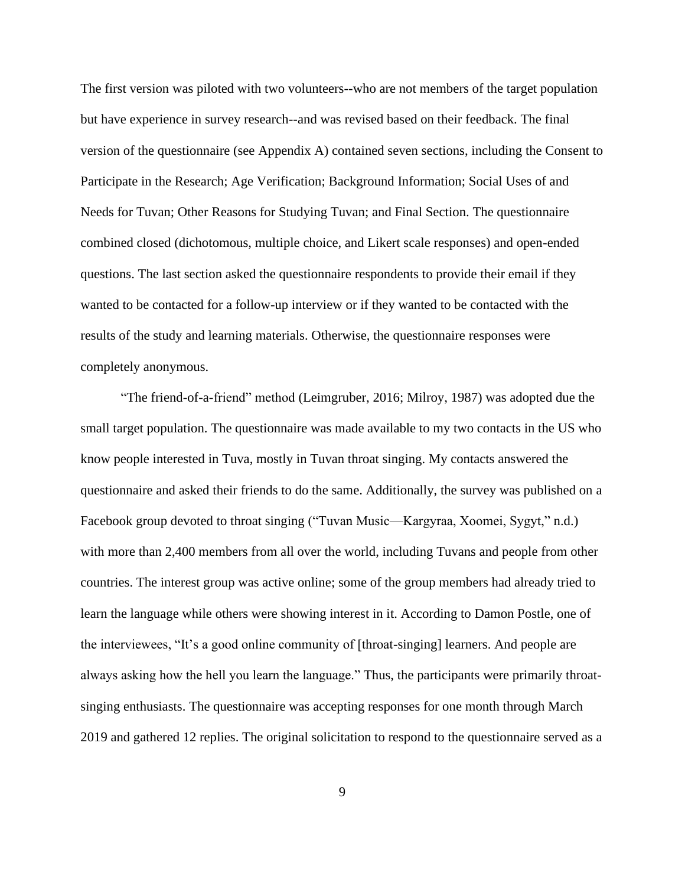The first version was piloted with two volunteers--who are not members of the target population but have experience in survey research--and was revised based on their feedback. The final version of the questionnaire (see Appendix A) contained seven sections, including the Consent to Participate in the Research; Age Verification; Background Information; Social Uses of and Needs for Tuvan; Other Reasons for Studying Tuvan; and Final Section. The questionnaire combined closed (dichotomous, multiple choice, and Likert scale responses) and open-ended questions. The last section asked the questionnaire respondents to provide their email if they wanted to be contacted for a follow-up interview or if they wanted to be contacted with the results of the study and learning materials. Otherwise, the questionnaire responses were completely anonymous.

"The friend-of-a-friend" method (Leimgruber, 2016; Milroy, 1987) was adopted due the small target population. The questionnaire was made available to my two contacts in the US who know people interested in Tuva, mostly in Tuvan throat singing. My contacts answered the questionnaire and asked their friends to do the same. Additionally, the survey was published on a Facebook group devoted to throat singing ("Tuvan Music—Kargyraa, Xoomei, Sygyt," n.d.) with more than 2,400 members from all over the world, including Tuvans and people from other countries. The interest group was active online; some of the group members had already tried to learn the language while others were showing interest in it. According to Damon Postle, one of the interviewees, "It's a good online community of [throat-singing] learners. And people are always asking how the hell you learn the language." Thus, the participants were primarily throat-singing enthusiasts. The questionnaire was accepting responses for one month through March 2019 and gathered 12 replies. The original solicitation to respond to the questionnaire served as a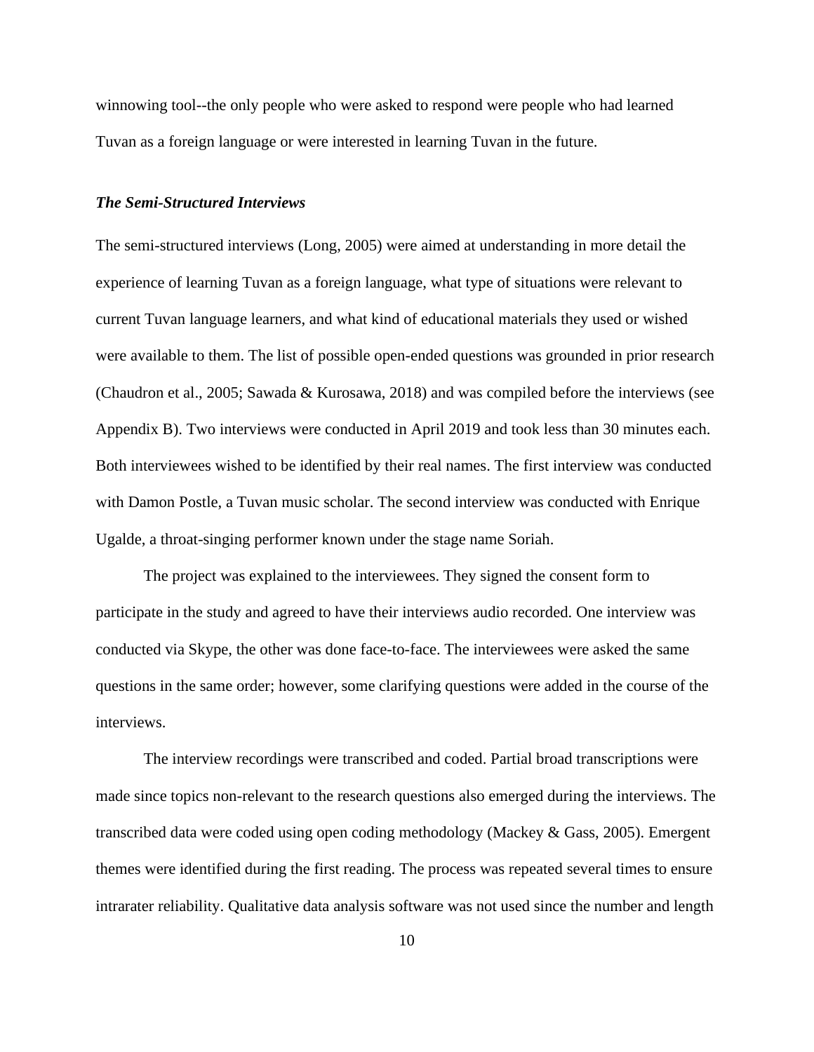winnowing tool--the only people who were asked to respond were people who had learned Tuvan as a foreign language or were interested in learning Tuvan in the future.

### ***The Semi-Structured Interviews***

The semi-structured interviews (Long, 2005) were aimed at understanding in more detail the experience of learning Tuvan as a foreign language, what type of situations were relevant to current Tuvan language learners, and what kind of educational materials they used or wished were available to them. The list of possible open-ended questions was grounded in prior research (Chaudron et al., 2005; Sawada & Kurosawa, 2018) and was compiled before the interviews (see Appendix B). Two interviews were conducted in April 2019 and took less than 30 minutes each. Both interviewees wished to be identified by their real names. The first interview was conducted with Damon Postle, a Tuvan music scholar. The second interview was conducted with Enrique Ugalde, a throat-singing performer known under the stage name Soriah.

The project was explained to the interviewees. They signed the consent form to participate in the study and agreed to have their interviews audio recorded. One interview was conducted via Skype, the other was done face-to-face. The interviewees were asked the same questions in the same order; however, some clarifying questions were added in the course of the interviews.

The interview recordings were transcribed and coded. Partial broad transcriptions were made since topics non-relevant to the research questions also emerged during the interviews. The transcribed data were coded using open coding methodology (Mackey & Gass, 2005). Emergent themes were identified during the first reading. The process was repeated several times to ensure intrarater reliability. Qualitative data analysis software was not used since the number and length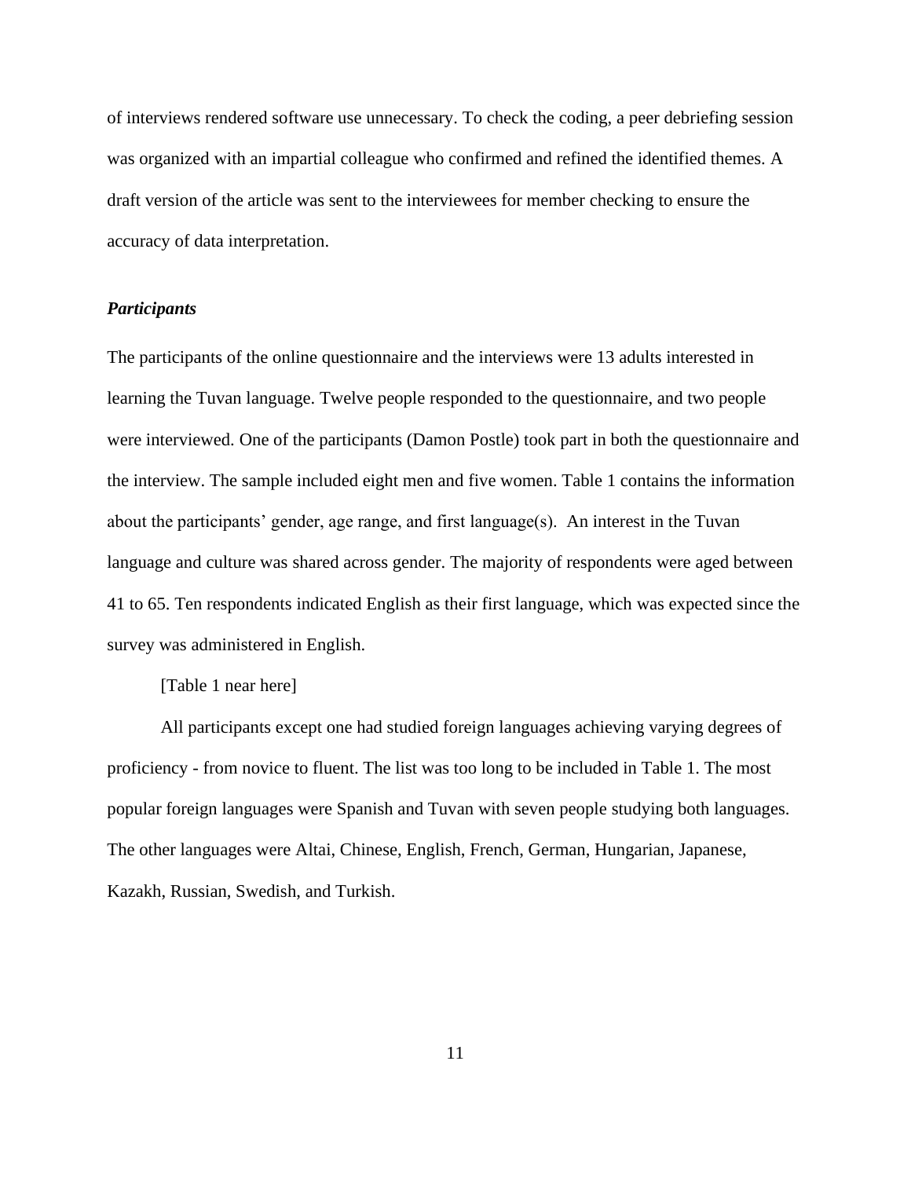of interviews rendered software use unnecessary. To check the coding, a peer debriefing session was organized with an impartial colleague who confirmed and refined the identified themes. A draft version of the article was sent to the interviewees for member checking to ensure the accuracy of data interpretation.

### *Participants*

The participants of the online questionnaire and the interviews were 13 adults interested in learning the Tuvan language. Twelve people responded to the questionnaire, and two people were interviewed. One of the participants (Damon Postle) took part in both the questionnaire and the interview. The sample included eight men and five women. Table 1 contains the information about the participants' gender, age range, and first language(s). An interest in the Tuvan language and culture was shared across gender. The majority of respondents were aged between 41 to 65. Ten respondents indicated English as their first language, which was expected since the survey was administered in English.

[Table 1 near here]

All participants except one had studied foreign languages achieving varying degrees of proficiency - from novice to fluent. The list was too long to be included in Table 1. The most popular foreign languages were Spanish and Tuvan with seven people studying both languages. The other languages were Altai, Chinese, English, French, German, Hungarian, Japanese, Kazakh, Russian, Swedish, and Turkish.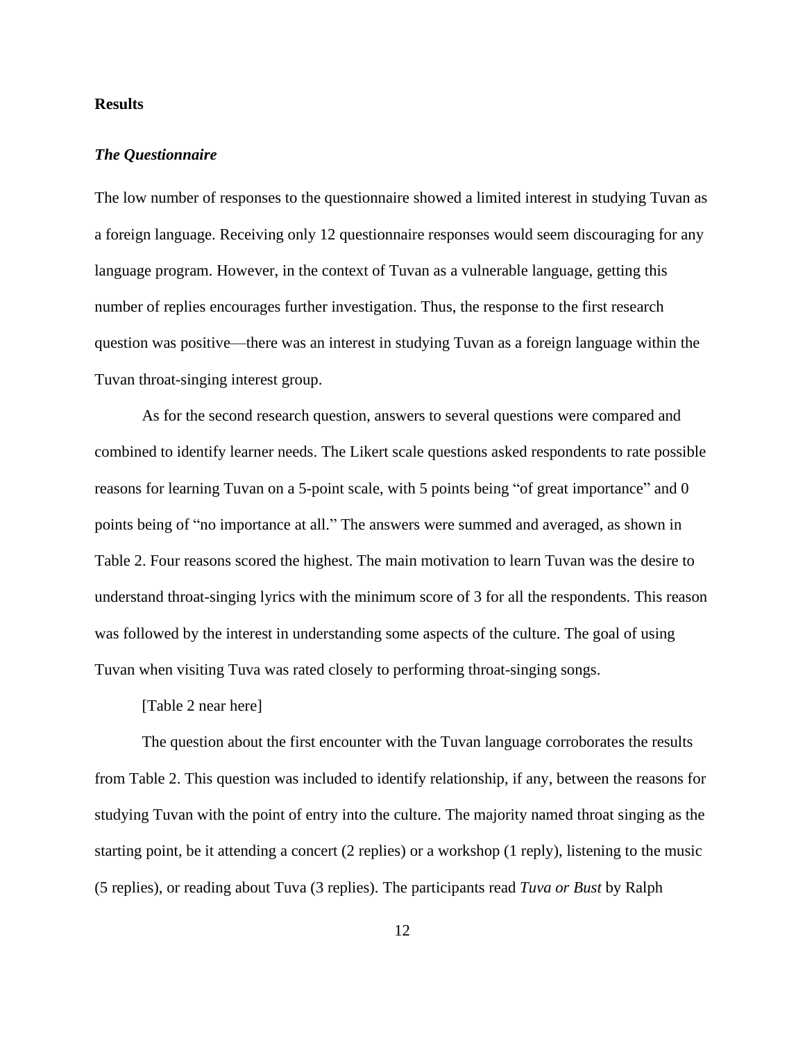## Results

### *The Questionnaire*

The low number of responses to the questionnaire showed a limited interest in studying Tuvan as a foreign language. Receiving only 12 questionnaire responses would seem discouraging for any language program. However, in the context of Tuvan as a vulnerable language, getting this number of replies encourages further investigation. Thus, the response to the first research question was positive—there was an interest in studying Tuvan as a foreign language within the Tuvan throat-singing interest group.

As for the second research question, answers to several questions were compared and combined to identify learner needs. The Likert scale questions asked respondents to rate possible reasons for learning Tuvan on a 5-point scale, with 5 points being "of great importance" and 0 points being of "no importance at all." The answers were summed and averaged, as shown in Table 2. Four reasons scored the highest. The main motivation to learn Tuvan was the desire to understand throat-singing lyrics with the minimum score of 3 for all the respondents. This reason was followed by the interest in understanding some aspects of the culture. The goal of using Tuvan when visiting Tuva was rated closely to performing throat-singing songs.

[Table 2 near here]

The question about the first encounter with the Tuvan language corroborates the results from Table 2. This question was included to identify relationship, if any, between the reasons for studying Tuvan with the point of entry into the culture. The majority named throat singing as the starting point, be it attending a concert (2 replies) or a workshop (1 reply), listening to the music (5 replies), or reading about Tuva (3 replies). The participants read *Tuva or Bust* by Ralph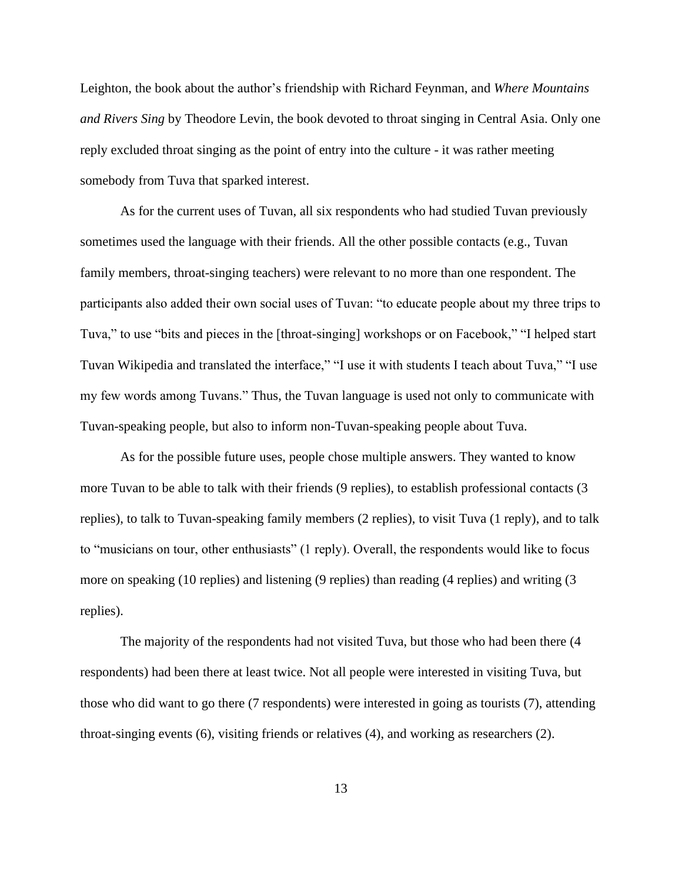Leighton, the book about the author's friendship with Richard Feynman, and *Where Mountains and Rivers Sing* by Theodore Levin, the book devoted to throat singing in Central Asia. Only one reply excluded throat singing as the point of entry into the culture - it was rather meeting somebody from Tuva that sparked interest.

As for the current uses of Tuvan, all six respondents who had studied Tuvan previously sometimes used the language with their friends. All the other possible contacts (e.g., Tuvan family members, throat-singing teachers) were relevant to no more than one respondent. The participants also added their own social uses of Tuvan: "to educate people about my three trips to Tuva," to use "bits and pieces in the [throat-singing] workshops or on Facebook," "I helped start Tuvan Wikipedia and translated the interface," "I use it with students I teach about Tuva," "I use my few words among Tuvans." Thus, the Tuvan language is used not only to communicate with Tuvan-speaking people, but also to inform non-Tuvan-speaking people about Tuva.

As for the possible future uses, people chose multiple answers. They wanted to know more Tuvan to be able to talk with their friends (9 replies), to establish professional contacts (3 replies), to talk to Tuvan-speaking family members (2 replies), to visit Tuva (1 reply), and to talk to "musicians on tour, other enthusiasts" (1 reply). Overall, the respondents would like to focus more on speaking (10 replies) and listening (9 replies) than reading (4 replies) and writing (3 replies).

The majority of the respondents had not visited Tuva, but those who had been there (4 respondents) had been there at least twice. Not all people were interested in visiting Tuva, but those who did want to go there (7 respondents) were interested in going as tourists (7), attending throat-singing events (6), visiting friends or relatives (4), and working as researchers (2).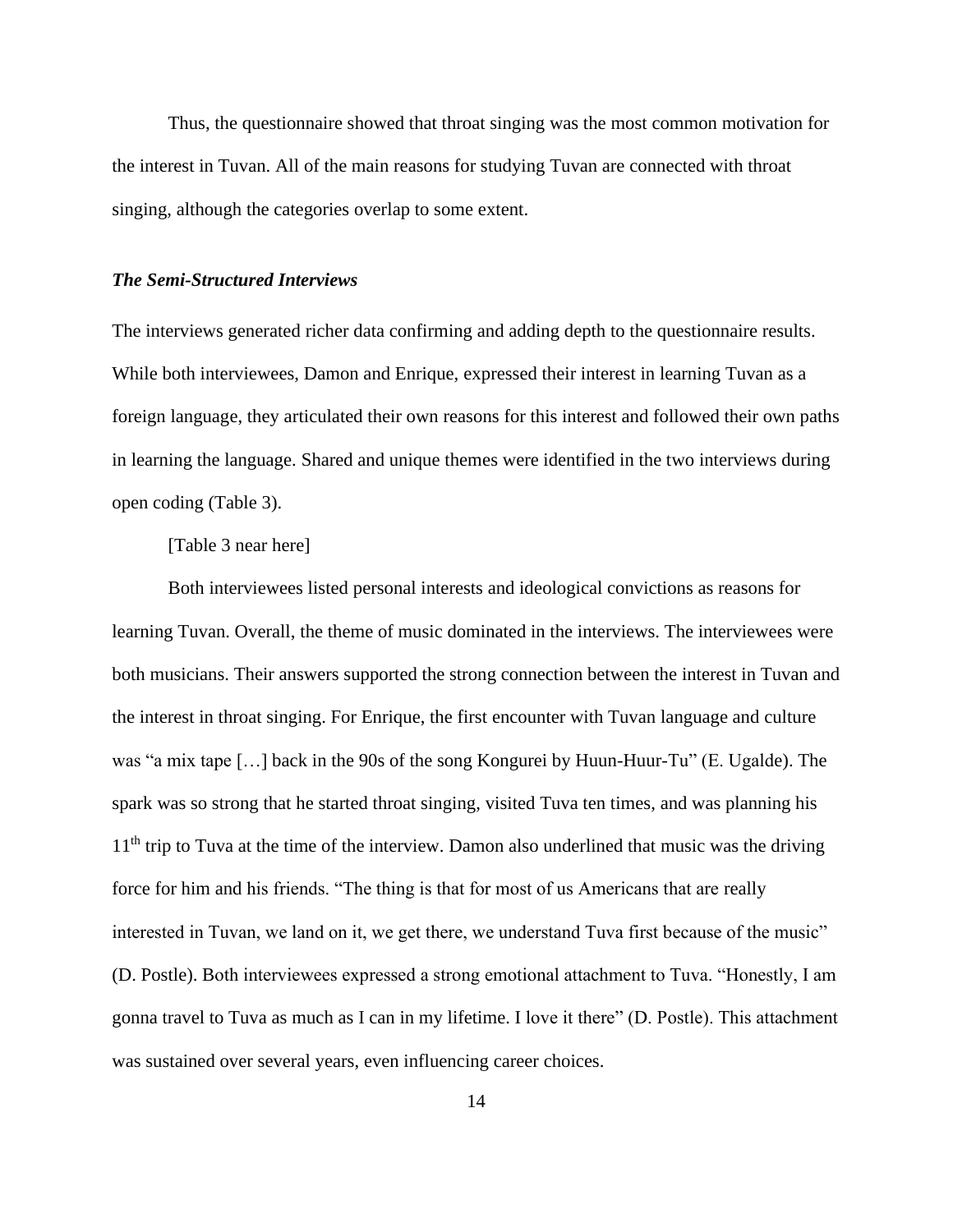Thus, the questionnaire showed that throat singing was the most common motivation for the interest in Tuvan. All of the main reasons for studying Tuvan are connected with throat singing, although the categories overlap to some extent.

### *The Semi-Structured Interviews*

The interviews generated richer data confirming and adding depth to the questionnaire results. While both interviewees, Damon and Enrique, expressed their interest in learning Tuvan as a foreign language, they articulated their own reasons for this interest and followed their own paths in learning the language. Shared and unique themes were identified in the two interviews during open coding (Table 3).

[Table 3 near here]

Both interviewees listed personal interests and ideological convictions as reasons for learning Tuvan. Overall, the theme of music dominated in the interviews. The interviewees were both musicians. Their answers supported the strong connection between the interest in Tuvan and the interest in throat singing. For Enrique, the first encounter with Tuvan language and culture was "a mix tape […] back in the 90s of the song Kongurei by Huun-Huur-Tu" (E. Ugalde). The spark was so strong that he started throat singing, visited Tuva ten times, and was planning his 11th trip to Tuva at the time of the interview. Damon also underlined that music was the driving force for him and his friends. "The thing is that for most of us Americans that are really interested in Tuvan, we land on it, we get there, we understand Tuva first because of the music" (D. Postle). Both interviewees expressed a strong emotional attachment to Tuva. "Honestly, I am gonna travel to Tuva as much as I can in my lifetime. I love it there" (D. Postle). This attachment was sustained over several years, even influencing career choices.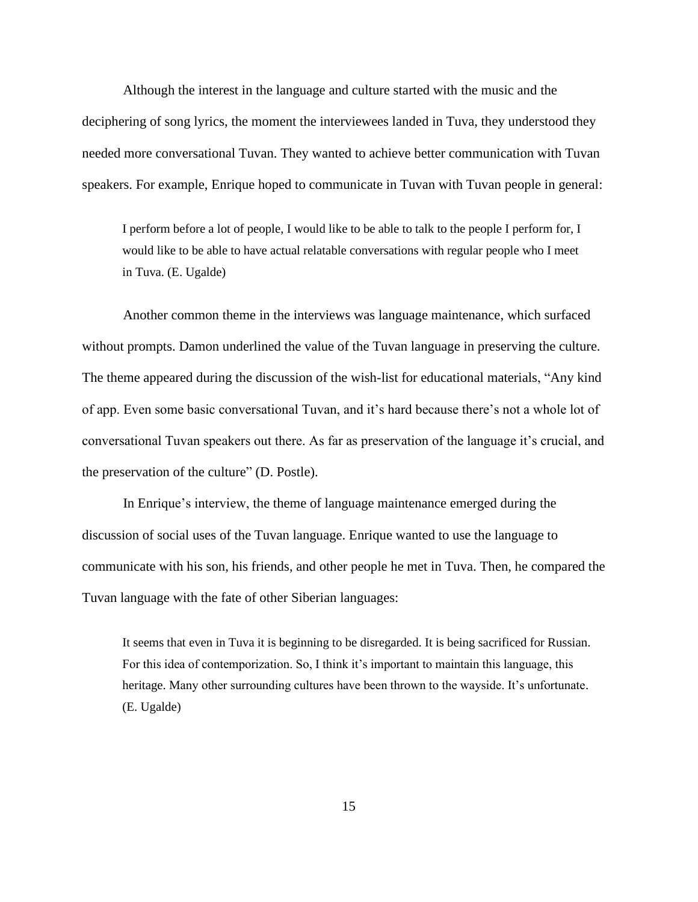Although the interest in the language and culture started with the music and the deciphering of song lyrics, the moment the interviewees landed in Tuva, they understood they needed more conversational Tuvan. They wanted to achieve better communication with Tuvan speakers. For example, Enrique hoped to communicate in Tuvan with Tuvan people in general:

> I perform before a lot of people, I would like to be able to talk to the people I perform for, I would like to be able to have actual relatable conversations with regular people who I meet in Tuva. (E. Ugalde)

Another common theme in the interviews was language maintenance, which surfaced without prompts. Damon underlined the value of the Tuvan language in preserving the culture. The theme appeared during the discussion of the wish-list for educational materials, "Any kind of app. Even some basic conversational Tuvan, and it's hard because there's not a whole lot of conversational Tuvan speakers out there. As far as preservation of the language it's crucial, and the preservation of the culture" (D. Postle).

In Enrique's interview, the theme of language maintenance emerged during the discussion of social uses of the Tuvan language. Enrique wanted to use the language to communicate with his son, his friends, and other people he met in Tuva. Then, he compared the Tuvan language with the fate of other Siberian languages:

> It seems that even in Tuva it is beginning to be disregarded. It is being sacrificed for Russian. For this idea of contemporization. So, I think it's important to maintain this language, this heritage. Many other surrounding cultures have been thrown to the wayside. It's unfortunate. (E. Ugalde)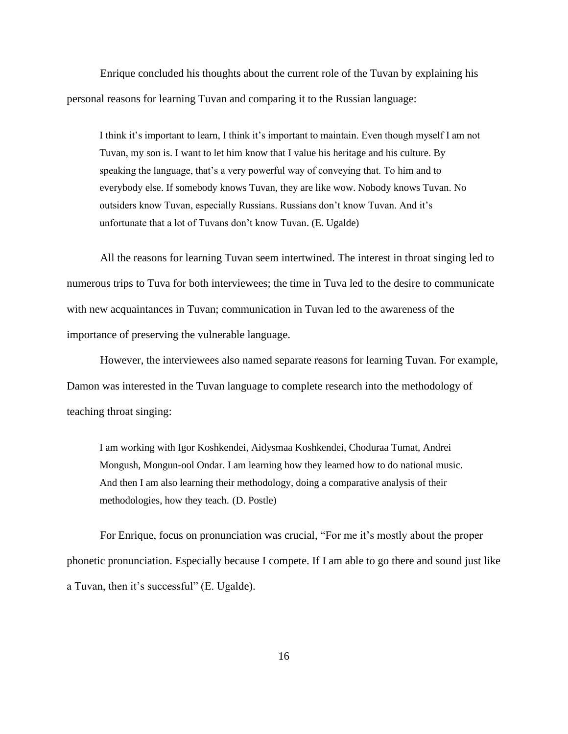Enrique concluded his thoughts about the current role of the Tuvan by explaining his personal reasons for learning Tuvan and comparing it to the Russian language:

> I think it's important to learn, I think it's important to maintain. Even though myself I am not Tuvan, my son is. I want to let him know that I value his heritage and his culture. By speaking the language, that's a very powerful way of conveying that. To him and to everybody else. If somebody knows Tuvan, they are like wow. Nobody knows Tuvan. No outsiders know Tuvan, especially Russians. Russians don't know Tuvan. And it's unfortunate that a lot of Tuvans don't know Tuvan. (E. Ugalde)

All the reasons for learning Tuvan seem intertwined. The interest in throat singing led to numerous trips to Tuva for both interviewees; the time in Tuva led to the desire to communicate with new acquaintances in Tuvan; communication in Tuvan led to the awareness of the importance of preserving the vulnerable language.

However, the interviewees also named separate reasons for learning Tuvan. For example, Damon was interested in the Tuvan language to complete research into the methodology of teaching throat singing:

> I am working with Igor Koshkendei, Aidysmaa Koshkendei, Choduraa Tumat, Andrei Mongush, Mongun-ool Ondar. I am learning how they learned how to do national music. And then I am also learning their methodology, doing a comparative analysis of their methodologies, how they teach. (D. Postle)

For Enrique, focus on pronunciation was crucial, "For me it's mostly about the proper phonetic pronunciation. Especially because I compete. If I am able to go there and sound just like a Tuvan, then it's successful" (E. Ugalde).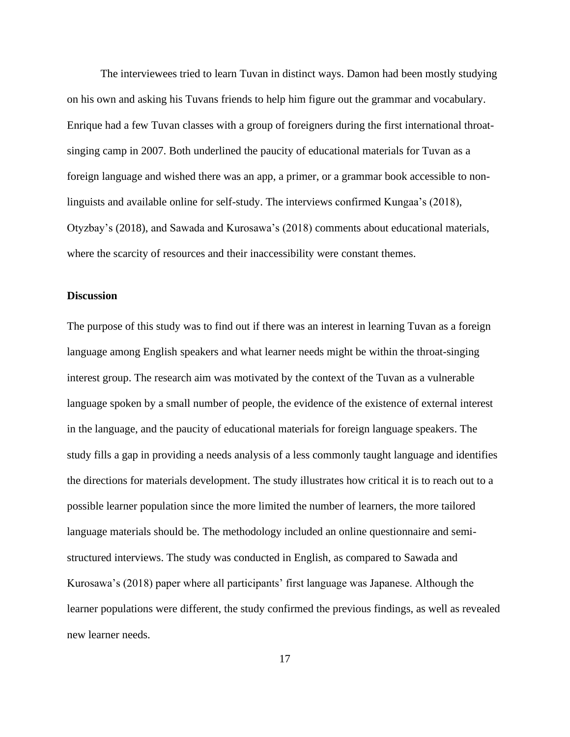The interviewees tried to learn Tuvan in distinct ways. Damon had been mostly studying on his own and asking his Tuvans friends to help him figure out the grammar and vocabulary. Enrique had a few Tuvan classes with a group of foreigners during the first international throat-singing camp in 2007. Both underlined the paucity of educational materials for Tuvan as a foreign language and wished there was an app, a primer, or a grammar book accessible to non-linguists and available online for self-study. The interviews confirmed Kungaa's (2018), Otyzbay's (2018), and Sawada and Kurosawa's (2018) comments about educational materials, where the scarcity of resources and their inaccessibility were constant themes.

**Discussion**

The purpose of this study was to find out if there was an interest in learning Tuvan as a foreign language among English speakers and what learner needs might be within the throat-singing interest group. The research aim was motivated by the context of the Tuvan as a vulnerable language spoken by a small number of people, the evidence of the existence of external interest in the language, and the paucity of educational materials for foreign language speakers. The study fills a gap in providing a needs analysis of a less commonly taught language and identifies the directions for materials development. The study illustrates how critical it is to reach out to a possible learner population since the more limited the number of learners, the more tailored language materials should be. The methodology included an online questionnaire and semi-structured interviews. The study was conducted in English, as compared to Sawada and Kurosawa's (2018) paper where all participants' first language was Japanese. Although the learner populations were different, the study confirmed the previous findings, as well as revealed new learner needs.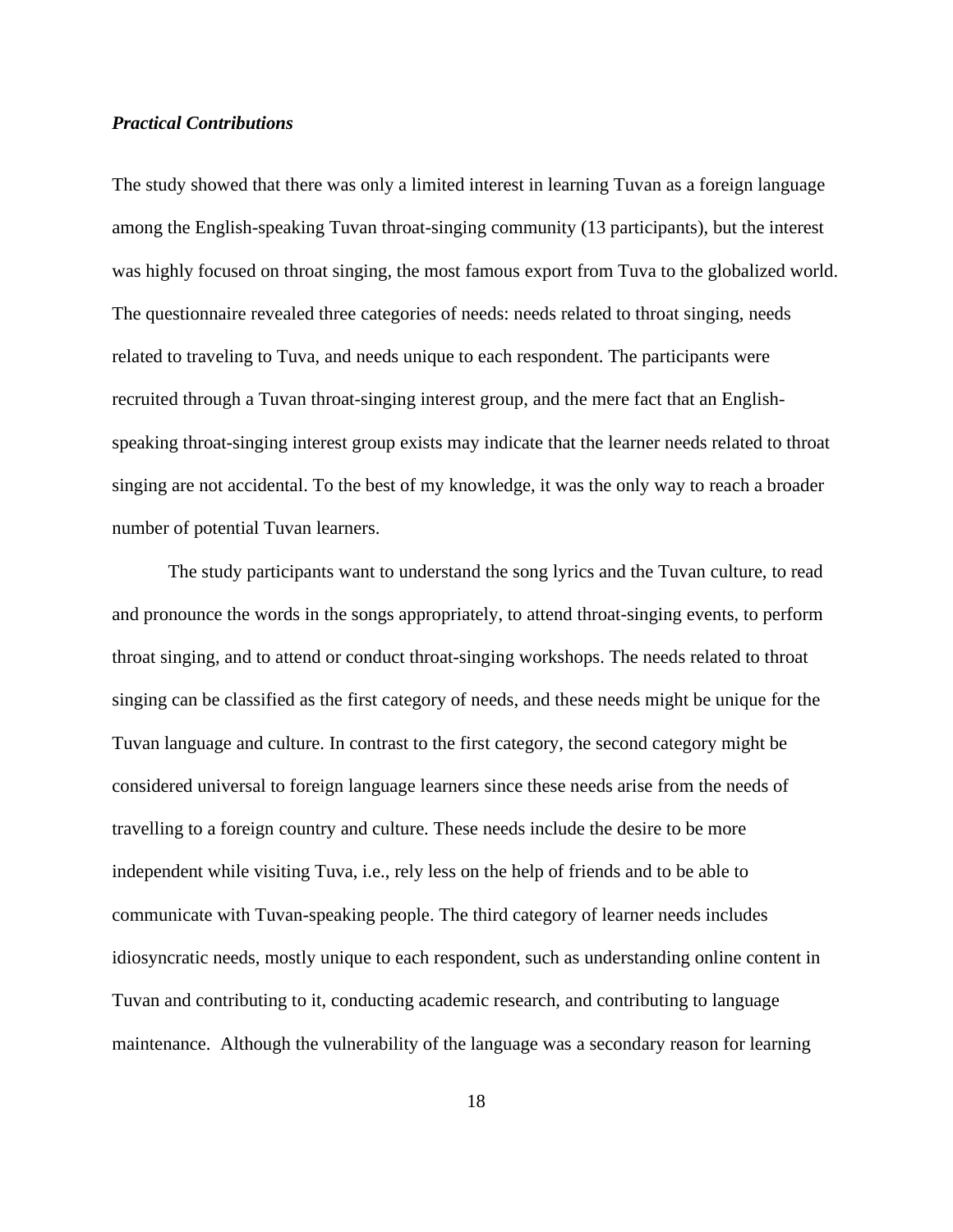### ***Practical Contributions***

The study showed that there was only a limited interest in learning Tuvan as a foreign language among the English-speaking Tuvan throat-singing community (13 participants), but the interest was highly focused on throat singing, the most famous export from Tuva to the globalized world. The questionnaire revealed three categories of needs: needs related to throat singing, needs related to traveling to Tuva, and needs unique to each respondent. The participants were recruited through a Tuvan throat-singing interest group, and the mere fact that an English-speaking throat-singing interest group exists may indicate that the learner needs related to throat singing are not accidental. To the best of my knowledge, it was the only way to reach a broader number of potential Tuvan learners.

The study participants want to understand the song lyrics and the Tuvan culture, to read and pronounce the words in the songs appropriately, to attend throat-singing events, to perform throat singing, and to attend or conduct throat-singing workshops. The needs related to throat singing can be classified as the first category of needs, and these needs might be unique for the Tuvan language and culture. In contrast to the first category, the second category might be considered universal to foreign language learners since these needs arise from the needs of travelling to a foreign country and culture. These needs include the desire to be more independent while visiting Tuva, i.e., rely less on the help of friends and to be able to communicate with Tuvan-speaking people. The third category of learner needs includes idiosyncratic needs, mostly unique to each respondent, such as understanding online content in Tuvan and contributing to it, conducting academic research, and contributing to language maintenance. Although the vulnerability of the language was a secondary reason for learning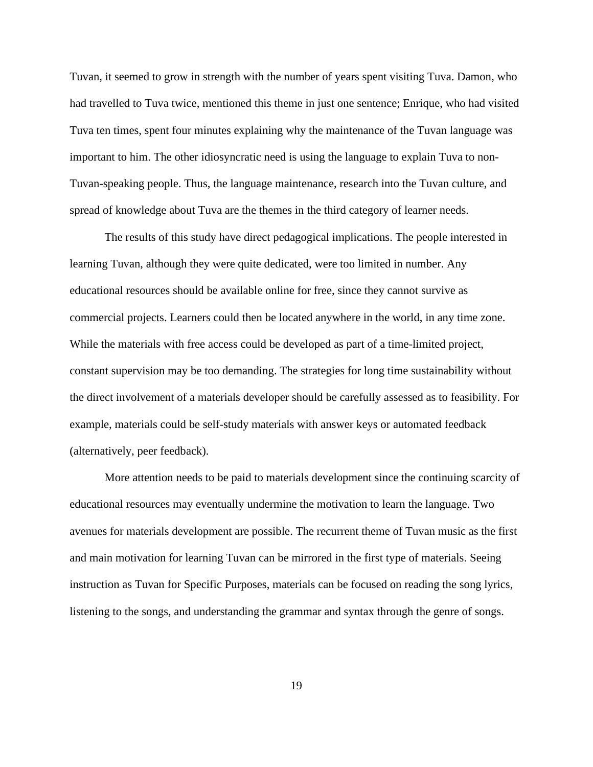Tuvan, it seemed to grow in strength with the number of years spent visiting Tuva. Damon, who had travelled to Tuva twice, mentioned this theme in just one sentence; Enrique, who had visited Tuva ten times, spent four minutes explaining why the maintenance of the Tuvan language was important to him. The other idiosyncratic need is using the language to explain Tuva to non-Tuvan-speaking people. Thus, the language maintenance, research into the Tuvan culture, and spread of knowledge about Tuva are the themes in the third category of learner needs.

The results of this study have direct pedagogical implications. The people interested in learning Tuvan, although they were quite dedicated, were too limited in number. Any educational resources should be available online for free, since they cannot survive as commercial projects. Learners could then be located anywhere in the world, in any time zone. While the materials with free access could be developed as part of a time-limited project, constant supervision may be too demanding. The strategies for long time sustainability without the direct involvement of a materials developer should be carefully assessed as to feasibility. For example, materials could be self-study materials with answer keys or automated feedback (alternatively, peer feedback).

More attention needs to be paid to materials development since the continuing scarcity of educational resources may eventually undermine the motivation to learn the language. Two avenues for materials development are possible. The recurrent theme of Tuvan music as the first and main motivation for learning Tuvan can be mirrored in the first type of materials. Seeing instruction as Tuvan for Specific Purposes, materials can be focused on reading the song lyrics, listening to the songs, and understanding the grammar and syntax through the genre of songs.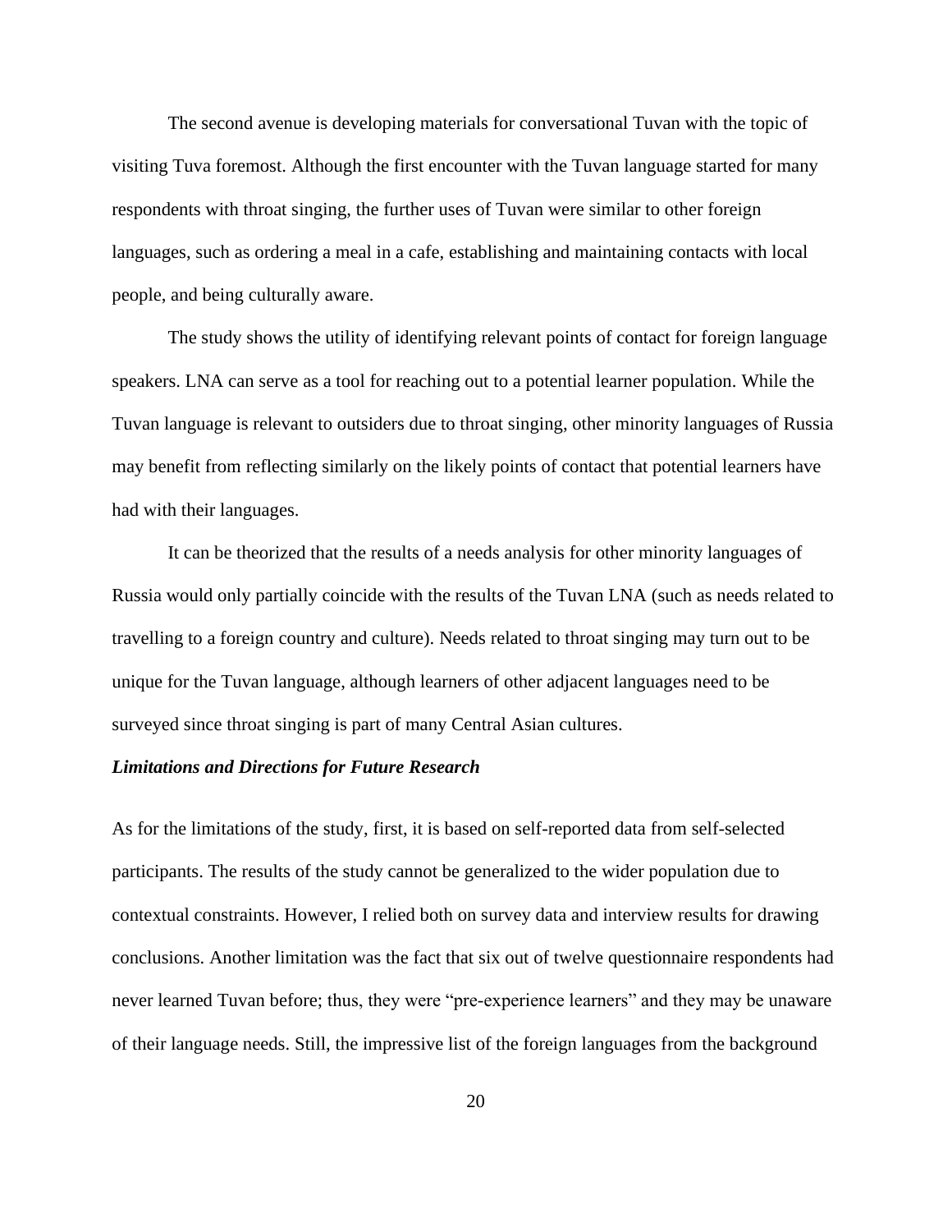The second avenue is developing materials for conversational Tuvan with the topic of visiting Tuva foremost. Although the first encounter with the Tuvan language started for many respondents with throat singing, the further uses of Tuvan were similar to other foreign languages, such as ordering a meal in a cafe, establishing and maintaining contacts with local people, and being culturally aware.

The study shows the utility of identifying relevant points of contact for foreign language speakers. LNA can serve as a tool for reaching out to a potential learner population. While the Tuvan language is relevant to outsiders due to throat singing, other minority languages of Russia may benefit from reflecting similarly on the likely points of contact that potential learners have had with their languages.

It can be theorized that the results of a needs analysis for other minority languages of Russia would only partially coincide with the results of the Tuvan LNA (such as needs related to travelling to a foreign country and culture). Needs related to throat singing may turn out to be unique for the Tuvan language, although learners of other adjacent languages need to be surveyed since throat singing is part of many Central Asian cultures.

### *Limitations and Directions for Future Research*

As for the limitations of the study, first, it is based on self-reported data from self-selected participants. The results of the study cannot be generalized to the wider population due to contextual constraints. However, I relied both on survey data and interview results for drawing conclusions. Another limitation was the fact that six out of twelve questionnaire respondents had never learned Tuvan before; thus, they were "pre-experience learners" and they may be unaware of their language needs. Still, the impressive list of the foreign languages from the background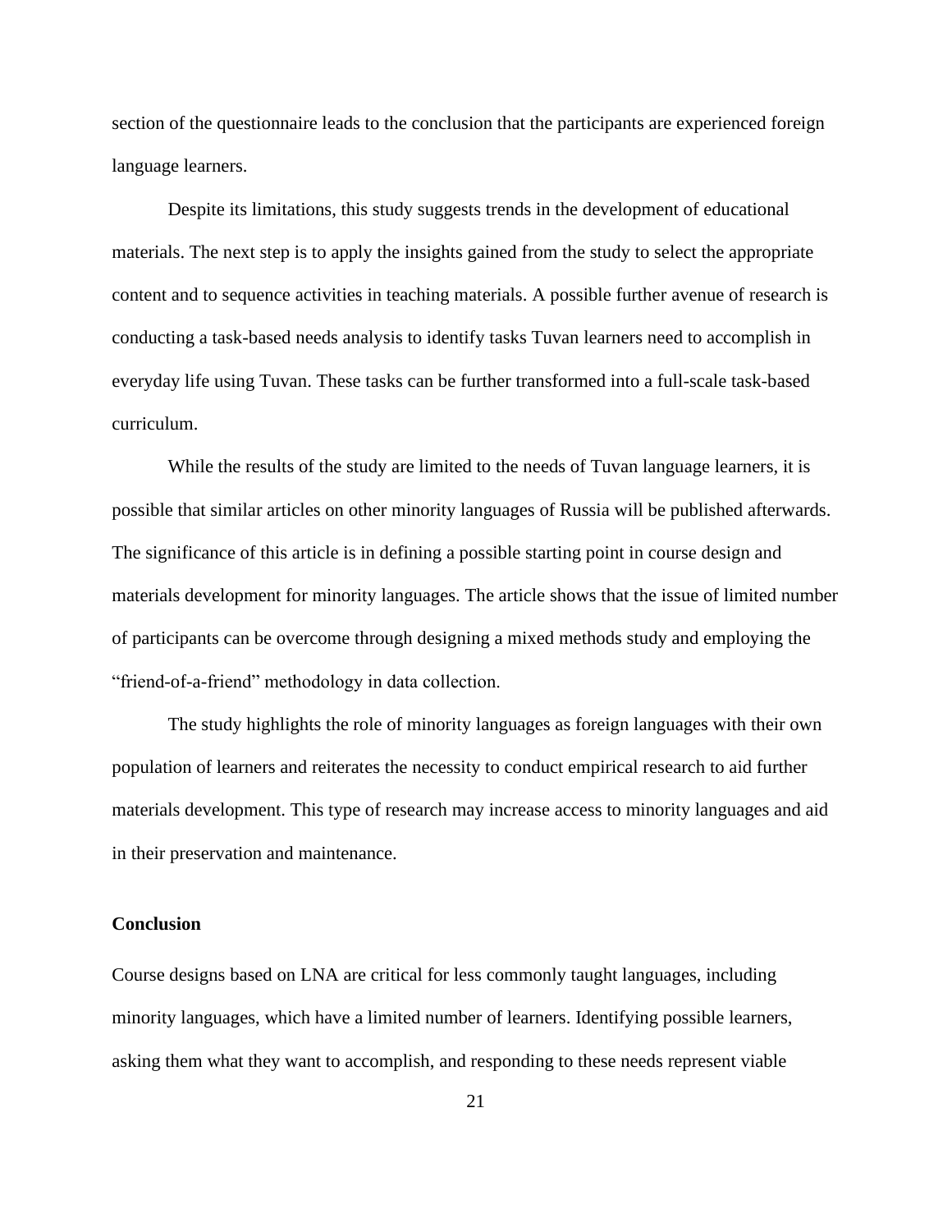section of the questionnaire leads to the conclusion that the participants are experienced foreign language learners.

Despite its limitations, this study suggests trends in the development of educational materials. The next step is to apply the insights gained from the study to select the appropriate content and to sequence activities in teaching materials. A possible further avenue of research is conducting a task-based needs analysis to identify tasks Tuvan learners need to accomplish in everyday life using Tuvan. These tasks can be further transformed into a full-scale task-based curriculum.

While the results of the study are limited to the needs of Tuvan language learners, it is possible that similar articles on other minority languages of Russia will be published afterwards. The significance of this article is in defining a possible starting point in course design and materials development for minority languages. The article shows that the issue of limited number of participants can be overcome through designing a mixed methods study and employing the "friend-of-a-friend" methodology in data collection.

The study highlights the role of minority languages as foreign languages with their own population of learners and reiterates the necessity to conduct empirical research to aid further materials development. This type of research may increase access to minority languages and aid in their preservation and maintenance.

## Conclusion

Course designs based on LNA are critical for less commonly taught languages, including minority languages, which have a limited number of learners. Identifying possible learners, asking them what they want to accomplish, and responding to these needs represent viable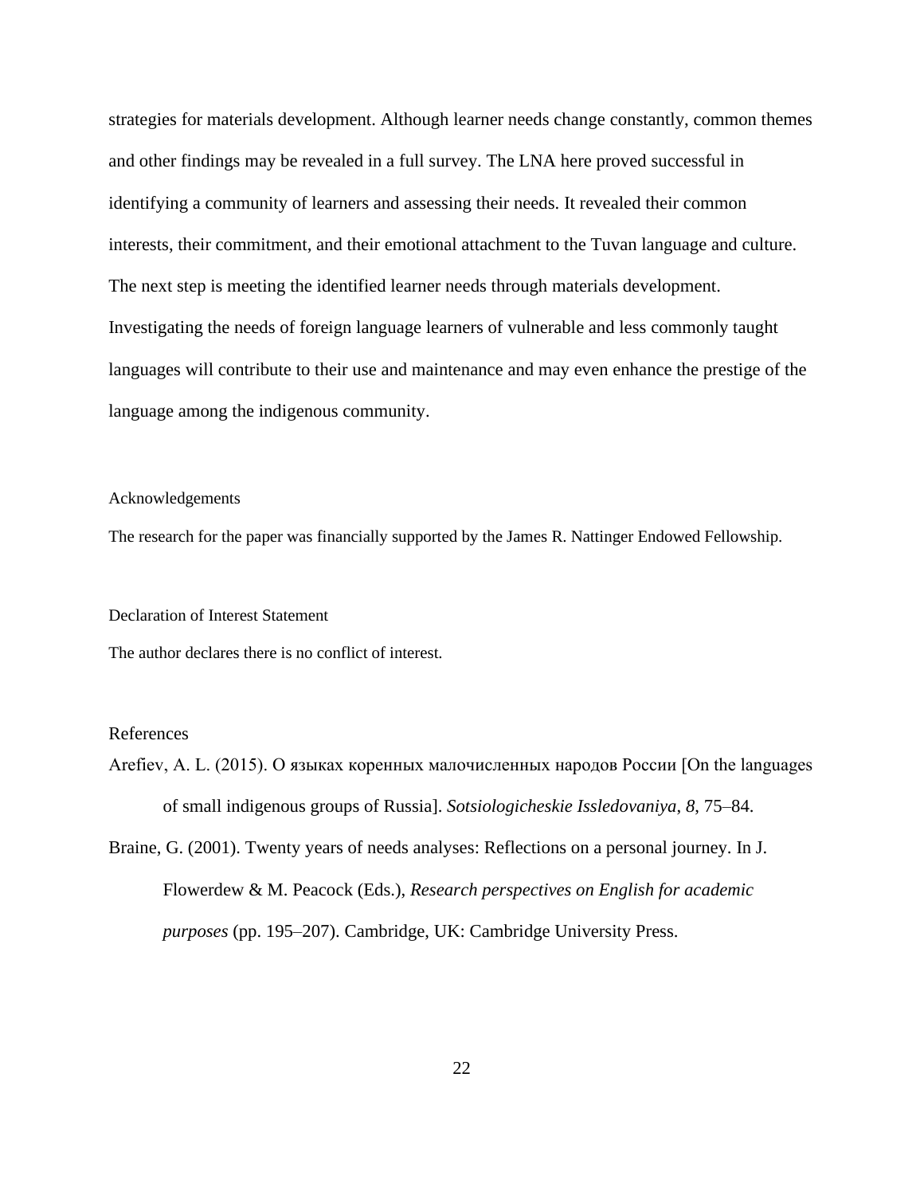strategies for materials development. Although learner needs change constantly, common themes and other findings may be revealed in a full survey. The LNA here proved successful in identifying a community of learners and assessing their needs. It revealed their common interests, their commitment, and their emotional attachment to the Tuvan language and culture. The next step is meeting the identified learner needs through materials development. Investigating the needs of foreign language learners of vulnerable and less commonly taught languages will contribute to their use and maintenance and may even enhance the prestige of the language among the indigenous community.

## Acknowledgements

The research for the paper was financially supported by the James R. Nattinger Endowed Fellowship.

## Declaration of Interest Statement

The author declares there is no conflict of interest.

## References

Arefiev, A. L. (2015). О языках коренных малочисленных народов России [On the languages of small indigenous groups of Russia]. *Sotsiologicheskie Issledovaniya*, *8*, 75–84.

Braine, G. (2001). Twenty years of needs analyses: Reflections on a personal journey. In J. Flowerdew & M. Peacock (Eds.), *Research perspectives on English for academic purposes* (pp. 195–207). Cambridge, UK: Cambridge University Press.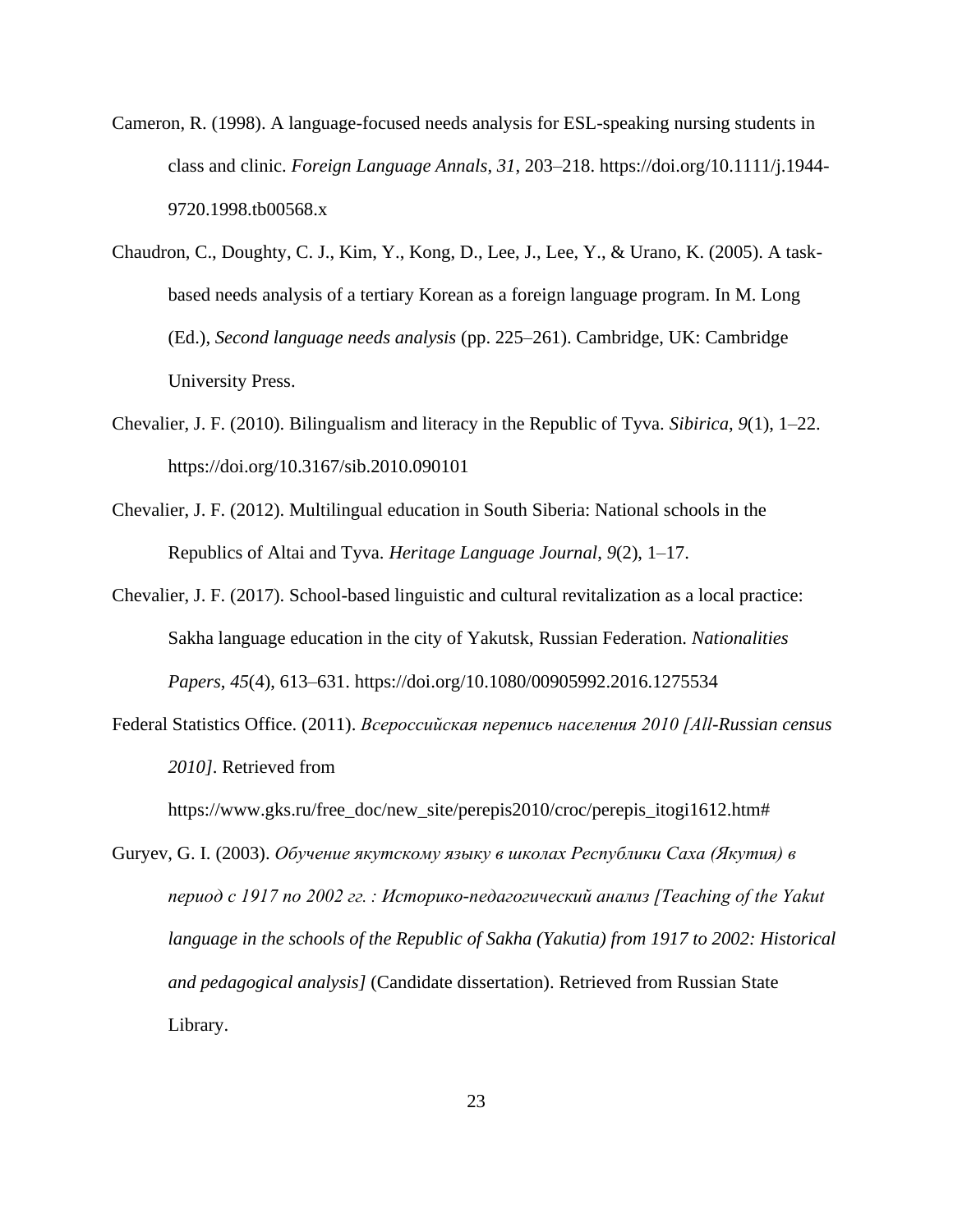Cameron, R. (1998). A language-focused needs analysis for ESL-speaking nursing students in class and clinic. *Foreign Language Annals*, *31*, 203–218. https://doi.org/10.1111/j.1944-9720.1998.tb00568.x

Chaudron, C., Doughty, C. J., Kim, Y., Kong, D., Lee, J., Lee, Y., & Urano, K. (2005). A task-based needs analysis of a tertiary Korean as a foreign language program. In M. Long (Ed.), *Second language needs analysis* (pp. 225–261). Cambridge, UK: Cambridge University Press.

Chevalier, J. F. (2010). Bilingualism and literacy in the Republic of Tyva. *Sibirica*, *9*(1), 1–22. https://doi.org/10.3167/sib.2010.090101

Chevalier, J. F. (2012). Multilingual education in South Siberia: National schools in the Republics of Altai and Tyva. *Heritage Language Journal*, *9*(2), 1–17.

Chevalier, J. F. (2017). School-based linguistic and cultural revitalization as a local practice: Sakha language education in the city of Yakutsk, Russian Federation. *Nationalities Papers*, *45*(4), 613–631. https://doi.org/10.1080/00905992.2016.1275534

Federal Statistics Office. (2011). *Всероссийская перепись населения 2010 [All-Russian census 2010]*. Retrieved from https://www.gks.ru/free_doc/new_site/perepis2010/croc/perepis_itogi1612.htm#

Guryev, G. I. (2003). *Обучение якутскому языку в школах Республики Саха (Якутия) в период с 1917 по 2002 гг. : Историко-педагогический анализ [Teaching of the Yakut language in the schools of the Republic of Sakha (Yakutia) from 1917 to 2002: Historical and pedagogical analysis]* (Candidate dissertation). Retrieved from Russian State Library.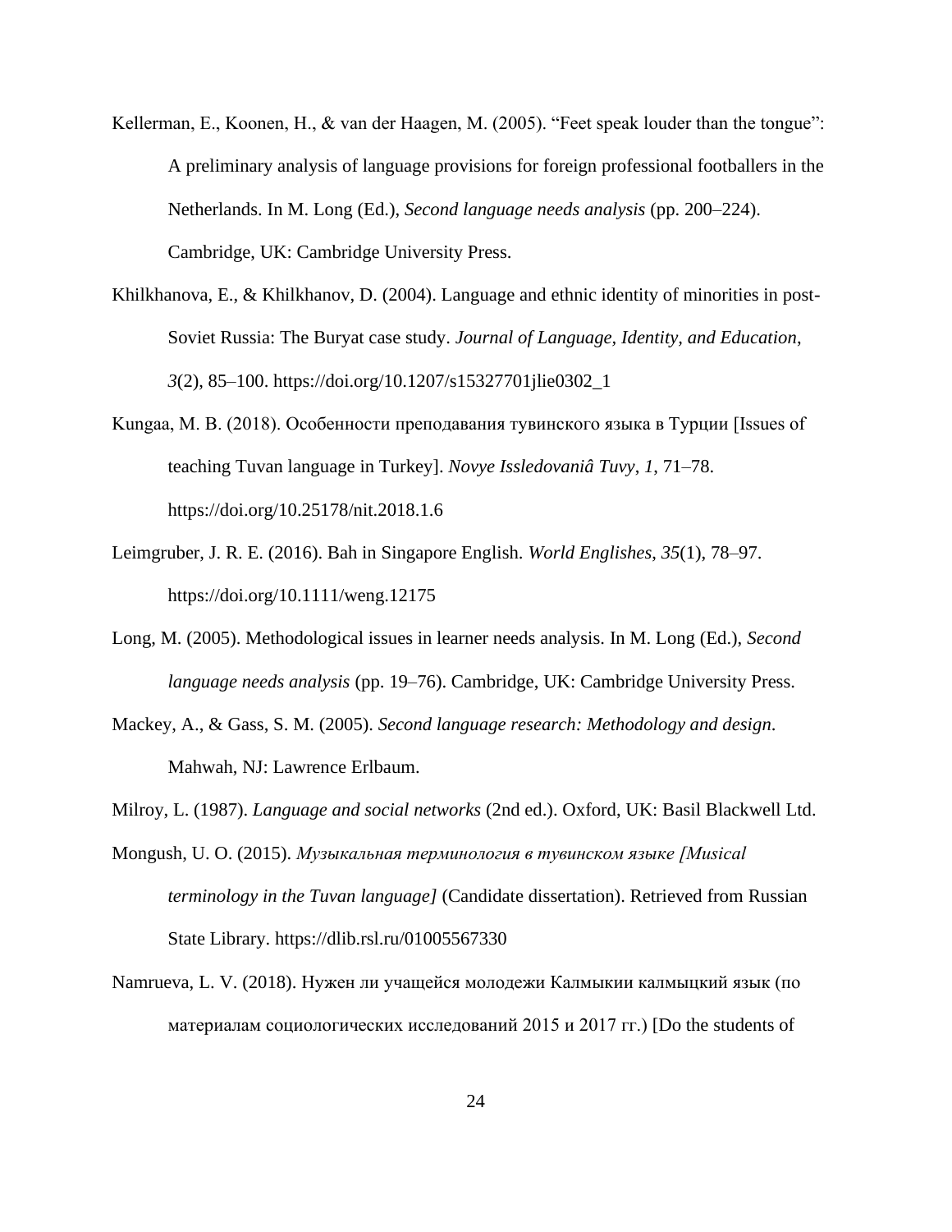Kellerman, E., Koonen, H., & van der Haagen, M. (2005). "Feet speak louder than the tongue": A preliminary analysis of language provisions for foreign professional footballers in the Netherlands. In M. Long (Ed.), *Second language needs analysis* (pp. 200–224). Cambridge, UK: Cambridge University Press.

Khilkhanova, E., & Khilkhanov, D. (2004). Language and ethnic identity of minorities in post-Soviet Russia: The Buryat case study. *Journal of Language, Identity, and Education*, *3*(2), 85–100. https://doi.org/10.1207/s15327701jlie0302_1

Kungaa, M. B. (2018). Особенности преподавания тувинского языка в Турции [Issues of teaching Tuvan language in Turkey]. *Novye Issledovaniâ Tuvy*, *1*, 71–78. https://doi.org/10.25178/nit.2018.1.6

Leimgruber, J. R. E. (2016). Bah in Singapore English. *World Englishes*, *35*(1), 78–97. https://doi.org/10.1111/weng.12175

Long, M. (2005). Methodological issues in learner needs analysis. In M. Long (Ed.), *Second language needs analysis* (pp. 19–76). Cambridge, UK: Cambridge University Press.

Mackey, A., & Gass, S. M. (2005). *Second language research: Methodology and design*. Mahwah, NJ: Lawrence Erlbaum.

Milroy, L. (1987). *Language and social networks* (2nd ed.). Oxford, UK: Basil Blackwell Ltd.

Mongush, U. O. (2015). *Музыкальная терминология в тувинском языке [Musical terminology in the Tuvan language]* (Candidate dissertation). Retrieved from Russian State Library. https://dlib.rsl.ru/01005567330

Namrueva, L. V. (2018). Нужен ли учащейся молодежи Калмыкии калмыцкий язык (по материалам социологических исследований 2015 и 2017 гг.) [Do the students of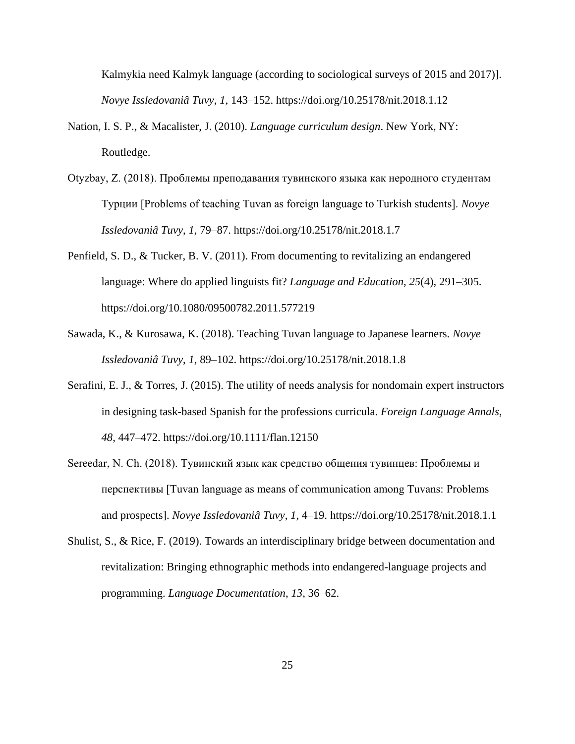Kalmykia need Kalmyk language (according to sociological surveys of 2015 and 2017)]. *Novye Issledovaniâ Tuvy*, *1*, 143–152. https://doi.org/10.25178/nit.2018.1.12

Nation, I. S. P., & Macalister, J. (2010). *Language curriculum design*. New York, NY: Routledge.

Otyzbay, Z. (2018). Проблемы преподавания тувинского языка как неродного студентам Турции [Problems of teaching Tuvan as foreign language to Turkish students]. *Novye Issledovaniâ Tuvy*, *1*, 79–87. https://doi.org/10.25178/nit.2018.1.7

Penfield, S. D., & Tucker, B. V. (2011). From documenting to revitalizing an endangered language: Where do applied linguists fit? *Language and Education*, *25*(4), 291–305. https://doi.org/10.1080/09500782.2011.577219

Sawada, K., & Kurosawa, K. (2018). Teaching Tuvan language to Japanese learners. *Novye Issledovaniâ Tuvy*, *1*, 89–102. https://doi.org/10.25178/nit.2018.1.8

Serafini, E. J., & Torres, J. (2015). The utility of needs analysis for nondomain expert instructors in designing task-based Spanish for the professions curricula. *Foreign Language Annals*, *48*, 447–472. https://doi.org/10.1111/flan.12150

Sereedar, N. Ch. (2018). Тувинский язык как средство общения тувинцев: Проблемы и перспективы [Tuvan language as means of communication among Tuvans: Problems and prospects]. *Novye Issledovaniâ Tuvy*, *1*, 4–19. https://doi.org/10.25178/nit.2018.1.1

Shulist, S., & Rice, F. (2019). Towards an interdisciplinary bridge between documentation and revitalization: Bringing ethnographic methods into endangered-language projects and programming. *Language Documentation*, *13*, 36–62.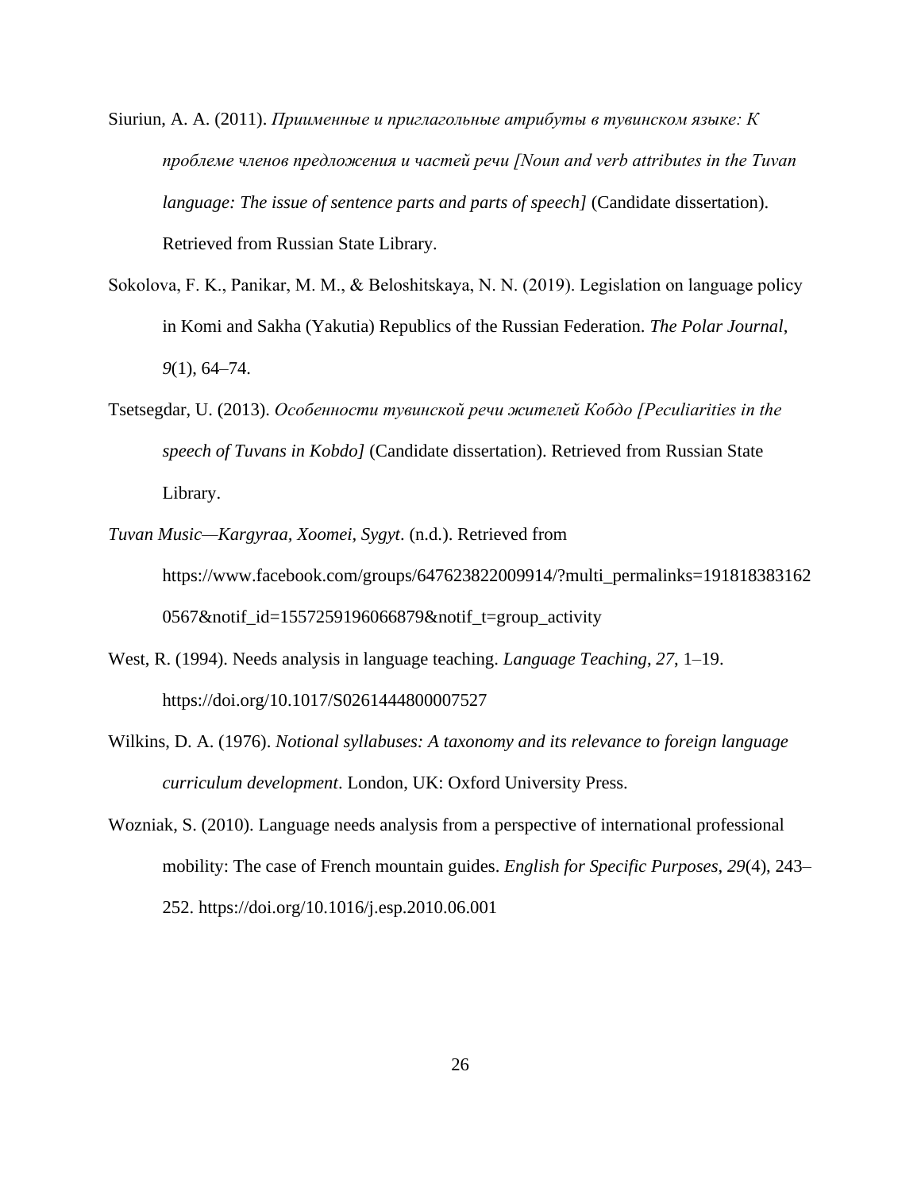Siuriun, A. A. (2011). *Приименные и приглагольные атрибуты в тувинском языке: К проблеме членов предложения и частей речи [Noun and verb attributes in the Tuvan language: The issue of sentence parts and parts of speech]* (Candidate dissertation). Retrieved from Russian State Library.

Sokolova, F. K., Panikar, M. M., & Beloshitskaya, N. N. (2019). Legislation on language policy in Komi and Sakha (Yakutia) Republics of the Russian Federation. *The Polar Journal*, *9*(1), 64–74.

Tsetsegdar, U. (2013). *Особенности тувинской речи жителей Кобдо [Peculiarities in the speech of Tuvans in Kobdo]* (Candidate dissertation). Retrieved from Russian State Library.

*Tuvan Music—Kargyraa, Xoomei, Sygyt*. (n.d.). Retrieved from https://www.facebook.com/groups/647623822009914/?multi_permalinks=1918183831620567&notif_id=1557259196066879&notif_t=group_activity

West, R. (1994). Needs analysis in language teaching. *Language Teaching*, *27*, 1–19. https://doi.org/10.1017/S0261444800007527

Wilkins, D. A. (1976). *Notional syllabuses: A taxonomy and its relevance to foreign language curriculum development*. London, UK: Oxford University Press.

Wozniak, S. (2010). Language needs analysis from a perspective of international professional mobility: The case of French mountain guides. *English for Specific Purposes*, *29*(4), 243–252. https://doi.org/10.1016/j.esp.2010.06.001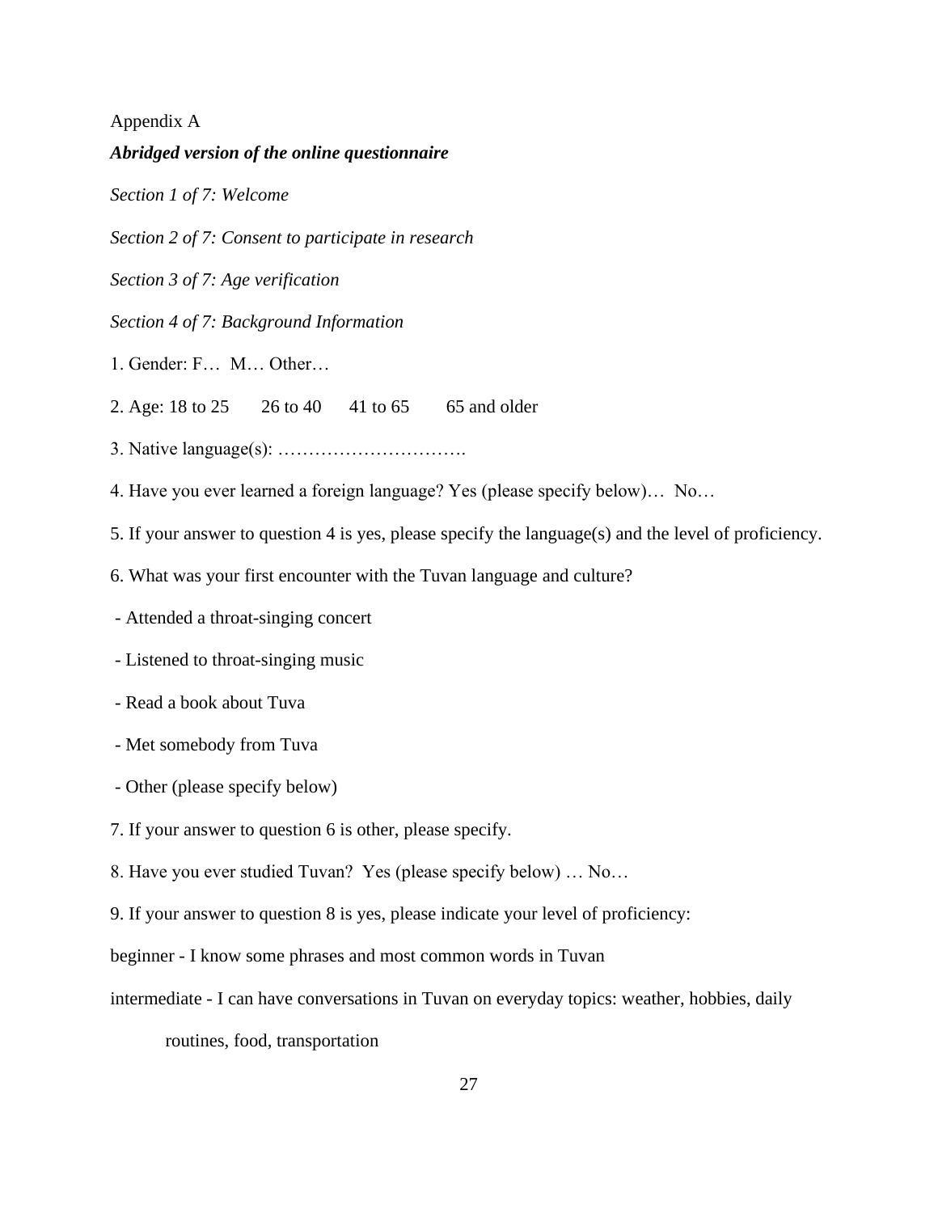Appendix A

***Abridged version of the online questionnaire***

*Section 1 of 7: Welcome*

*Section 2 of 7: Consent to participate in research*

*Section 3 of 7: Age verification*

*Section 4 of 7: Background Information*

1. Gender: F… M… Other…

2. Age: 18 to 25 26 to 40 41 to 65 65 and older

3. Native language(s): ………………………….

4. Have you ever learned a foreign language? Yes (please specify below)… No…

5. If your answer to question 4 is yes, please specify the language(s) and the level of proficiency.

6. What was your first encounter with the Tuvan language and culture?

- Attended a throat-singing concert
- Listened to throat-singing music
- Read a book about Tuva
- Met somebody from Tuva
- Other (please specify below)

7. If your answer to question 6 is other, please specify.

8. Have you ever studied Tuvan? Yes (please specify below) … No…

9. If your answer to question 8 is yes, please indicate your level of proficiency:

beginner - I know some phrases and most common words in Tuvan

intermediate - I can have conversations in Tuvan on everyday topics: weather, hobbies, daily routines, food, transportation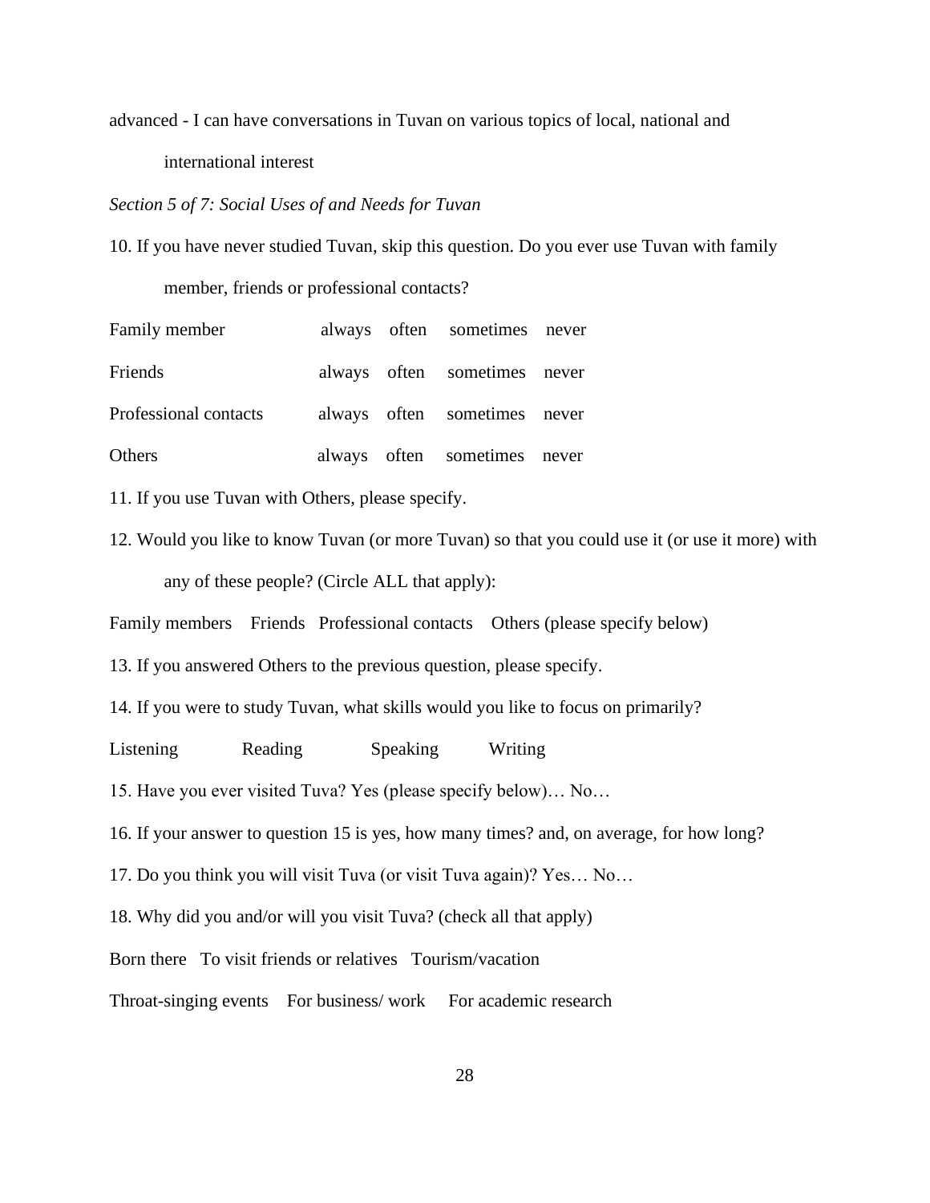advanced - I can have conversations in Tuvan on various topics of local, national and international interest

*Section 5 of 7: Social Uses of and Needs for Tuvan*

10. If you have never studied Tuvan, skip this question. Do you ever use Tuvan with family member, friends or professional contacts?

| | | | | |
|---|---|---|---|---|
| Family member | always | often | sometimes | never |
| Friends | always | often | sometimes | never |
| Professional contacts | always | often | sometimes | never |
| Others | always | often | sometimes | never |

11. If you use Tuvan with Others, please specify.

12. Would you like to know Tuvan (or more Tuvan) so that you could use it (or use it more) with any of these people? (Circle ALL that apply):

Family members    Friends    Professional contacts    Others (please specify below)

13. If you answered Others to the previous question, please specify.

14. If you were to study Tuvan, what skills would you like to focus on primarily?

Listening    Reading    Speaking    Writing

15. Have you ever visited Tuva? Yes (please specify below)… No…

16. If your answer to question 15 is yes, how many times? and, on average, for how long?

17. Do you think you will visit Tuva (or visit Tuva again)? Yes… No…

18. Why did you and/or will you visit Tuva? (check all that apply)

Born there    To visit friends or relatives    Tourism/vacation

Throat-singing events    For business/ work    For academic research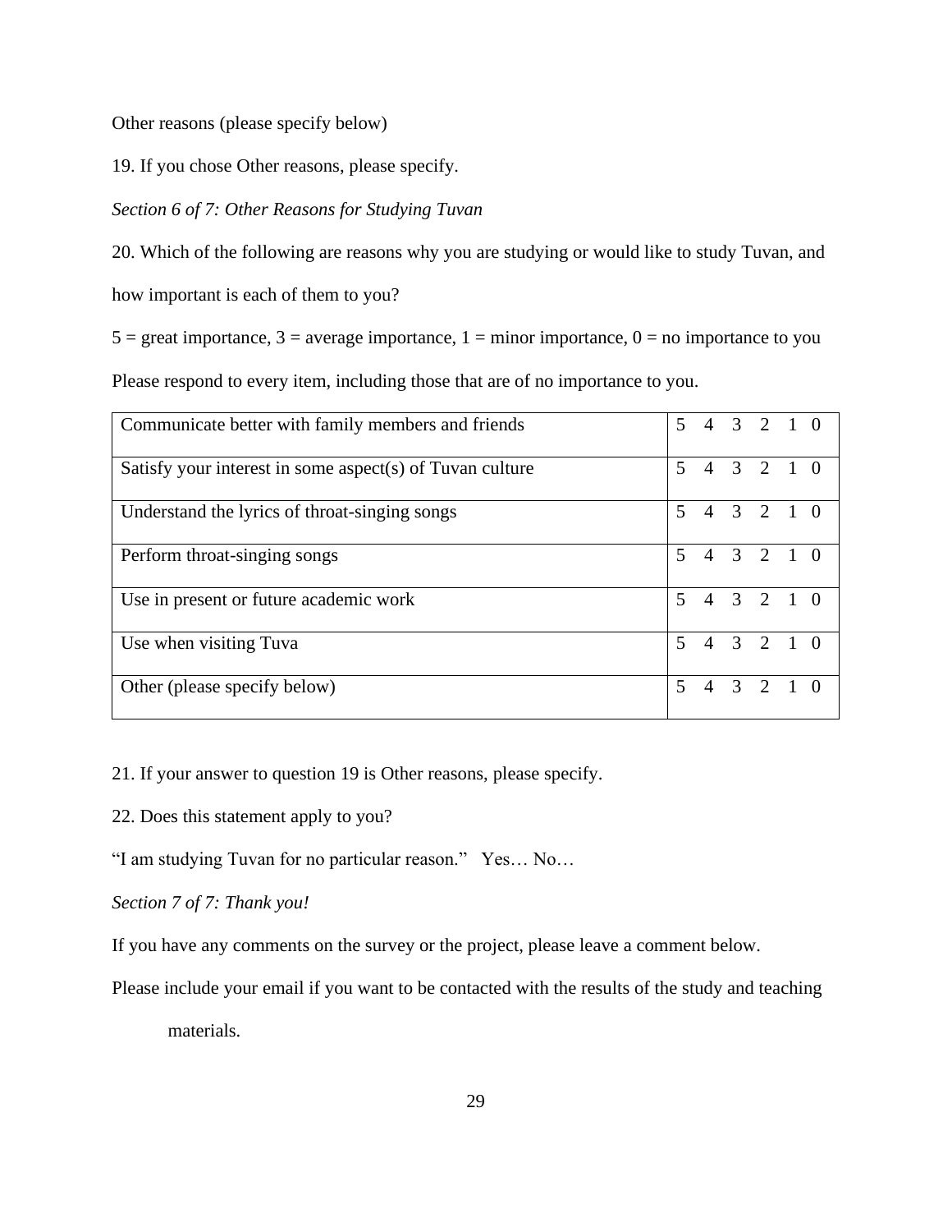Other reasons (please specify below)

19. If you chose Other reasons, please specify.

*Section 6 of 7: Other Reasons for Studying Tuvan*

20. Which of the following are reasons why you are studying or would like to study Tuvan, and how important is each of them to you?

5 = great importance, 3 = average importance, 1 = minor importance, 0 = no importance to you

Please respond to every item, including those that are of no importance to you.

| | |
|---|---|
| Communicate better with family members and friends | 5 4 3 2 1 0 |
| Satisfy your interest in some aspect(s) of Tuvan culture | 5 4 3 2 1 0 |
| Understand the lyrics of throat-singing songs | 5 4 3 2 1 0 |
| Perform throat-singing songs | 5 4 3 2 1 0 |
| Use in present or future academic work | 5 4 3 2 1 0 |
| Use when visiting Tuva | 5 4 3 2 1 0 |
| Other (please specify below) | 5 4 3 2 1 0 |

21. If your answer to question 19 is Other reasons, please specify.

22. Does this statement apply to you?

"I am studying Tuvan for no particular reason." Yes… No…

*Section 7 of 7: Thank you!*

If you have any comments on the survey or the project, please leave a comment below.

Please include your email if you want to be contacted with the results of the study and teaching materials.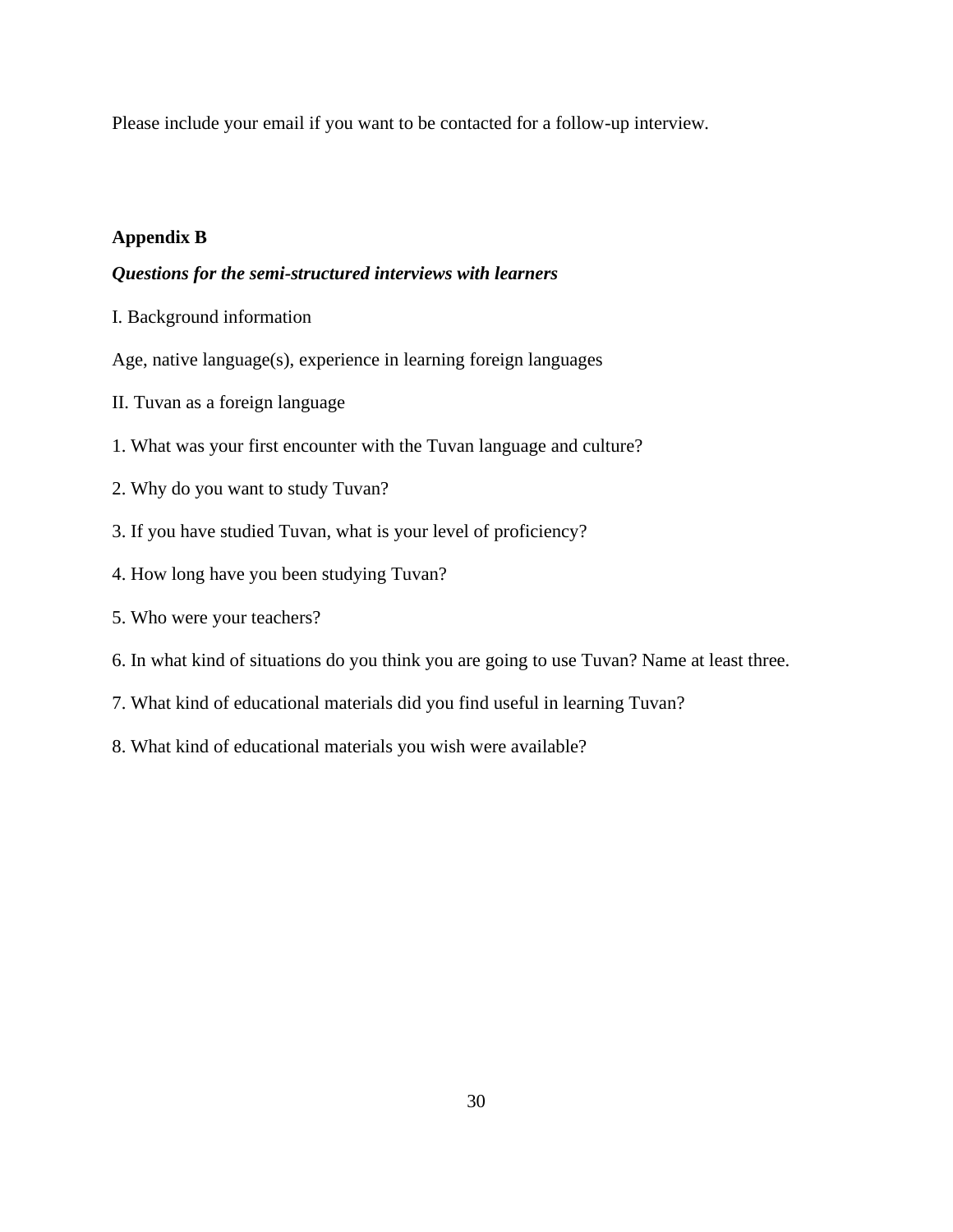Please include your email if you want to be contacted for a follow-up interview.

**Appendix B**

***Questions for the semi-structured interviews with learners***

I. Background information

Age, native language(s), experience in learning foreign languages

II. Tuvan as a foreign language

1. What was your first encounter with the Tuvan language and culture?
2. Why do you want to study Tuvan?
3. If you have studied Tuvan, what is your level of proficiency?
4. How long have you been studying Tuvan?
5. Who were your teachers?
6. In what kind of situations do you think you are going to use Tuvan? Name at least three.
7. What kind of educational materials did you find useful in learning Tuvan?
8. What kind of educational materials you wish were available?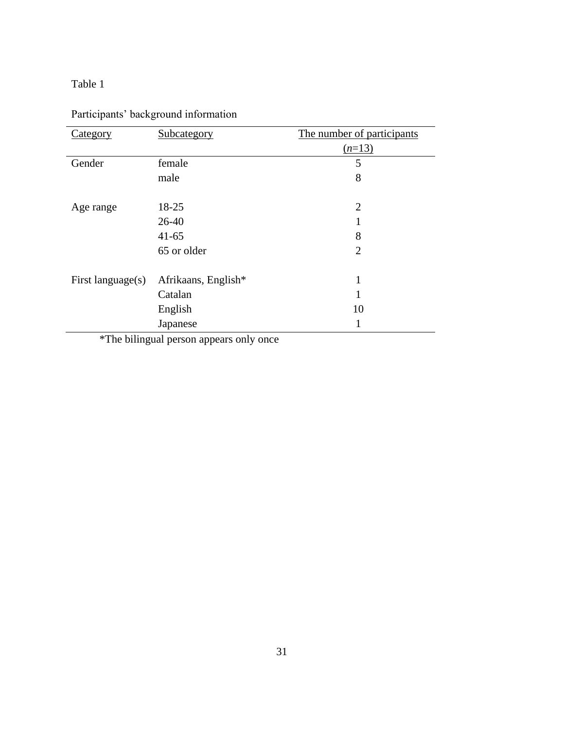Table 1

Participants' background information

| Category | Subcategory | The number of participants ($n$=13) |
|---|---|---|
| Gender | female | 5 |
| | male | 8 |
| Age range | 18-25 | 2 |
| | 26-40 | 1 |
| | 41-65 | 8 |
| | 65 or older | 2 |
| First language(s) | Afrikaans, English* | 1 |
| | Catalan | 1 |
| | English | 10 |
| | Japanese | 1 |

*The bilingual person appears only once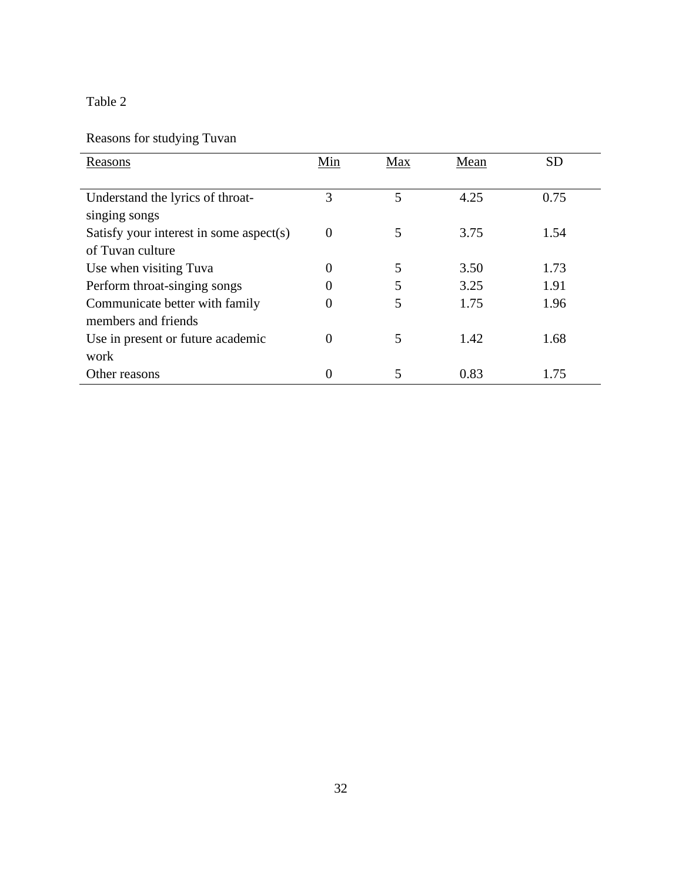Table 2

Reasons for studying Tuvan

| Reasons | Min | Max | Mean | SD |
|---|---|---|---|---|
| Understand the lyrics of throat-singing songs | 3 | 5 | 4.25 | 0.75 |
| Satisfy your interest in some aspect(s) of Tuvan culture | 0 | 5 | 3.75 | 1.54 |
| Use when visiting Tuva | 0 | 5 | 3.50 | 1.73 |
| Perform throat-singing songs | 0 | 5 | 3.25 | 1.91 |
| Communicate better with family members and friends | 0 | 5 | 1.75 | 1.96 |
| Use in present or future academic work | 0 | 5 | 1.42 | 1.68 |
| Other reasons | 0 | 5 | 0.83 | 1.75 |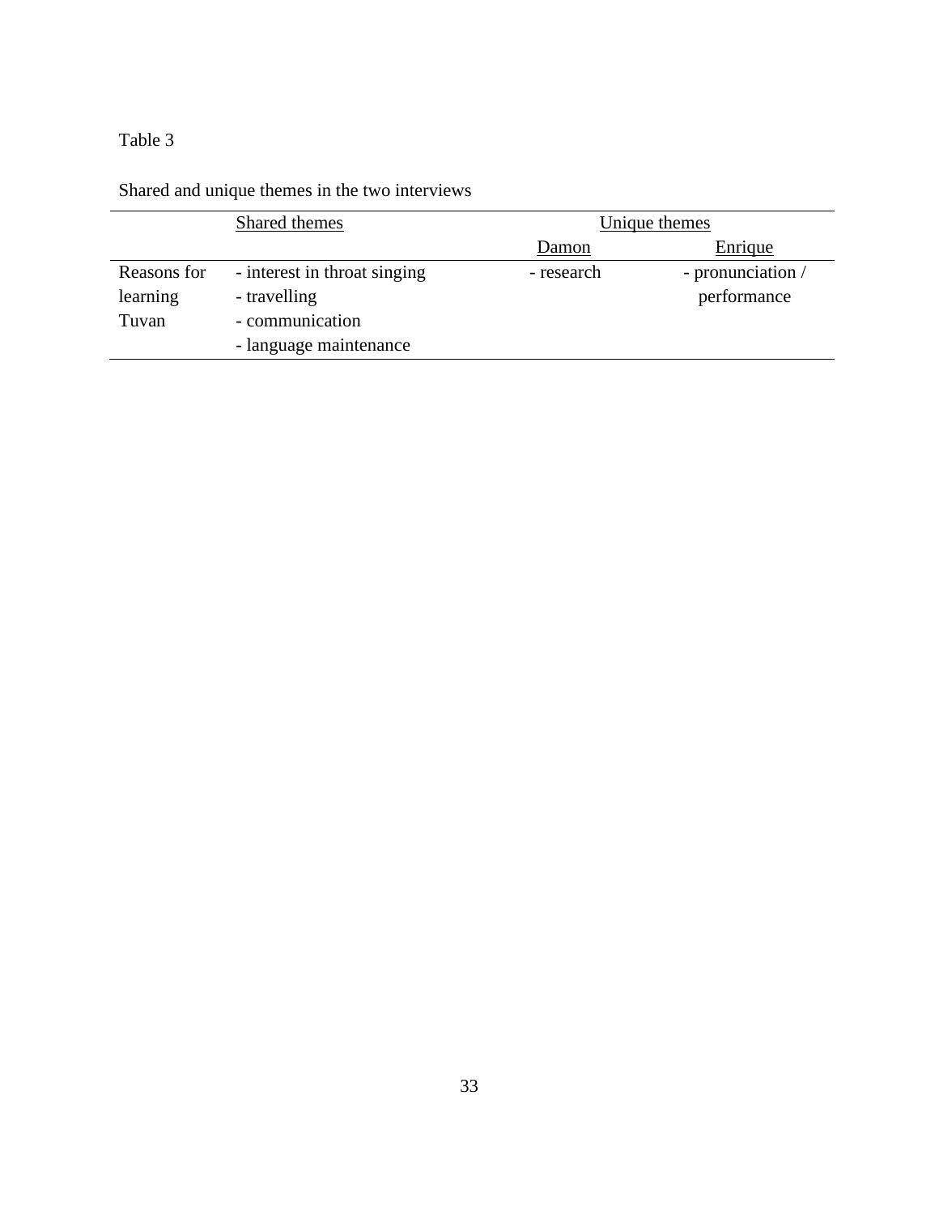Table 3

Shared and unique themes in the two interviews

| | Shared themes | Unique themes | |
|---|---|---|---|
| | | Damon | Enrique |
| Reasons for learning Tuvan | - interest in throat singing<br>- travelling<br>- communication<br>- language maintenance | - research | - pronunciation / performance |